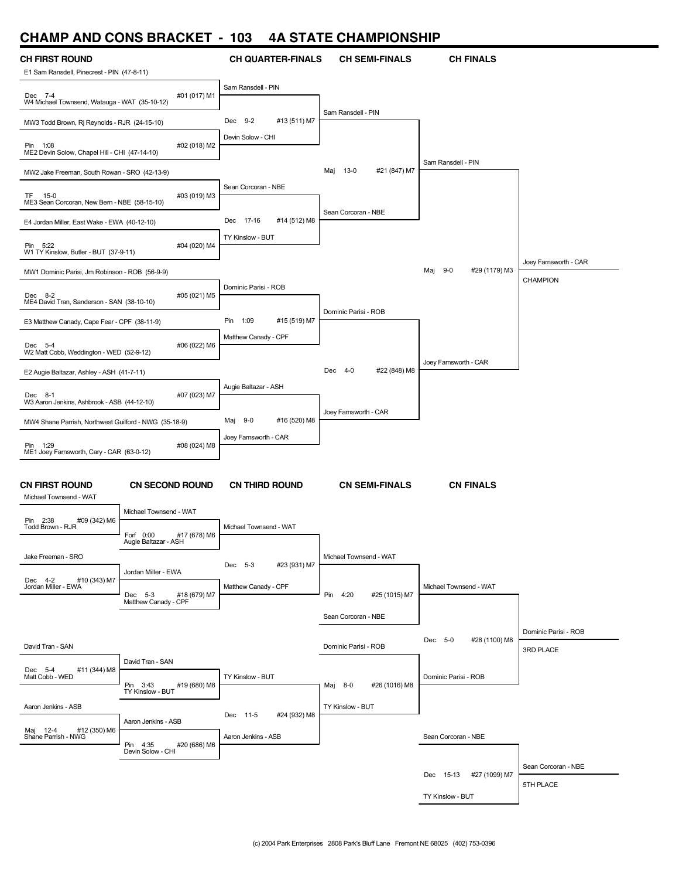# CHAMP AND CONS BRACKET - 103 4A STATE CHAMPIONSHIP

## CH FIRST ROUND

| Wrestlers | Result | Bout |
|---|---|---|
| E1 Sam Ransdell, Pinecrest - PIN (47-8-11) / W4 Michael Townsend, Watauga - WAT (35-10-12) | Dec 7-4 | #01 (017) M1 |
| MW3 Todd Brown, Rj Reynolds - RJR (24-15-10) / ME2 Devin Solow, Chapel Hill - CHI (47-14-10) | Pin 1:08 | #02 (018) M2 |
| MW2 Jake Freeman, South Rowan - SRO (42-13-9) / ME3 Sean Corcoran, New Bern - NBE (58-15-10) | TF 15-0 | #03 (019) M3 |
| E4 Jordan Miller, East Wake - EWA (40-12-10) / W1 TY Kinslow, Butler - BUT (37-9-11) | Pin 5:22 | #04 (020) M4 |
| MW1 Dominic Parisi, Jm Robinson - ROB (56-9-9) / ME4 David Tran, Sanderson - SAN (38-10-10) | Dec 8-2 | #05 (021) M5 |
| E3 Matthew Canady, Cape Fear - CPF (38-11-9) / W2 Matt Cobb, Weddington - WED (52-9-12) | Dec 5-4 | #06 (022) M6 |
| E2 Augie Baltazar, Ashley - ASH (41-7-11) / W3 Aaron Jenkins, Ashbrook - ASB (44-12-10) | Dec 8-1 | #07 (023) M7 |
| MW4 Shane Parrish, Northwest Guilford - NWG (35-18-9) / ME1 Joey Farnsworth, Cary - CAR (63-0-12) | Pin 1:29 | #08 (024) M8 |

## CH QUARTER-FINALS

| Winner | Result | Bout |
|---|---|---|
| Sam Ransdell - PIN (over Devin Solow - CHI) | Dec 9-2 | #13 (511) M7 |
| Sean Corcoran - NBE (over TY Kinslow - BUT) | Dec 17-16 | #14 (512) M8 |
| Dominic Parisi - ROB (over Matthew Canady - CPF) | Pin 1:09 | #15 (519) M7 |
| Joey Farnsworth - CAR (over Augie Baltazar - ASH) | Maj 9-0 | #16 (520) M8 |

## CH SEMI-FINALS

| Winner | Result | Bout |
|---|---|---|
| Sam Ransdell - PIN (over Sean Corcoran - NBE) | Maj 13-0 | #21 (847) M7 |
| Joey Farnsworth - CAR (over Dominic Parisi - ROB) | Dec 4-0 | #22 (848) M8 |

## CH FINALS

| Winner | Result | Bout |
|---|---|---|
| Joey Farnsworth - CAR (over Sam Ransdell - PIN) | Maj 9-0 | #29 (1179) M3 |

Joey Farnsworth - CAR — CHAMPION

## CN FIRST ROUND

| Wrestlers | Result | Bout |
|---|---|---|
| Michael Townsend - WAT / Todd Brown - RJR | Pin 2:38 | #09 (342) M6 |
| Jake Freeman - SRO / Jordan Miller - EWA | Dec 4-2 | #10 (343) M7 |
| David Tran - SAN / Matt Cobb - WED | Dec 5-4 | #11 (344) M8 |
| Aaron Jenkins - ASB / Shane Parrish - NWG | Maj 12-4 | #12 (350) M6 |

## CN SECOND ROUND

| Winner | Result | Bout |
|---|---|---|
| Michael Townsend - WAT / Augie Baltazar - ASH | Forf 0:00 | #17 (678) M6 |
| Jordan Miller - EWA / Matthew Canady - CPF | Dec 5-3 | #18 (679) M7 |
| David Tran - SAN / TY Kinslow - BUT | Pin 3:43 | #19 (680) M8 |
| Aaron Jenkins - ASB / Devin Solow - CHI | Pin 4:35 | #20 (686) M6 |

## CN THIRD ROUND

| Wrestlers | Result | Bout |
|---|---|---|
| Michael Townsend - WAT / Matthew Canady - CPF | Dec 5-3 | #23 (931) M7 |
| TY Kinslow - BUT / Aaron Jenkins - ASB | Dec 11-5 | #24 (932) M8 |

## CN SEMI-FINALS

| Wrestlers | Result | Bout |
|---|---|---|
| Michael Townsend - WAT / Sean Corcoran - NBE | Pin 4:20 | #25 (1015) M7 |
| Dominic Parisi - ROB / TY Kinslow - BUT | Maj 8-0 | #26 (1016) M8 |

## CN FINALS

| Wrestlers | Result | Bout |
|---|---|---|
| Michael Townsend - WAT / Dominic Parisi - ROB | Dec 5-0 | #28 (1100) M8 |
| Sean Corcoran - NBE / TY Kinslow - BUT | Dec 15-13 | #27 (1099) M7 |

Dominic Parisi - ROB — 3RD PLACE

Sean Corcoran - NBE — 5TH PLACE

(c) 2004 Park Enterprises 2808 Park's Bluff Lane Fremont NE 68025 (402) 753-0396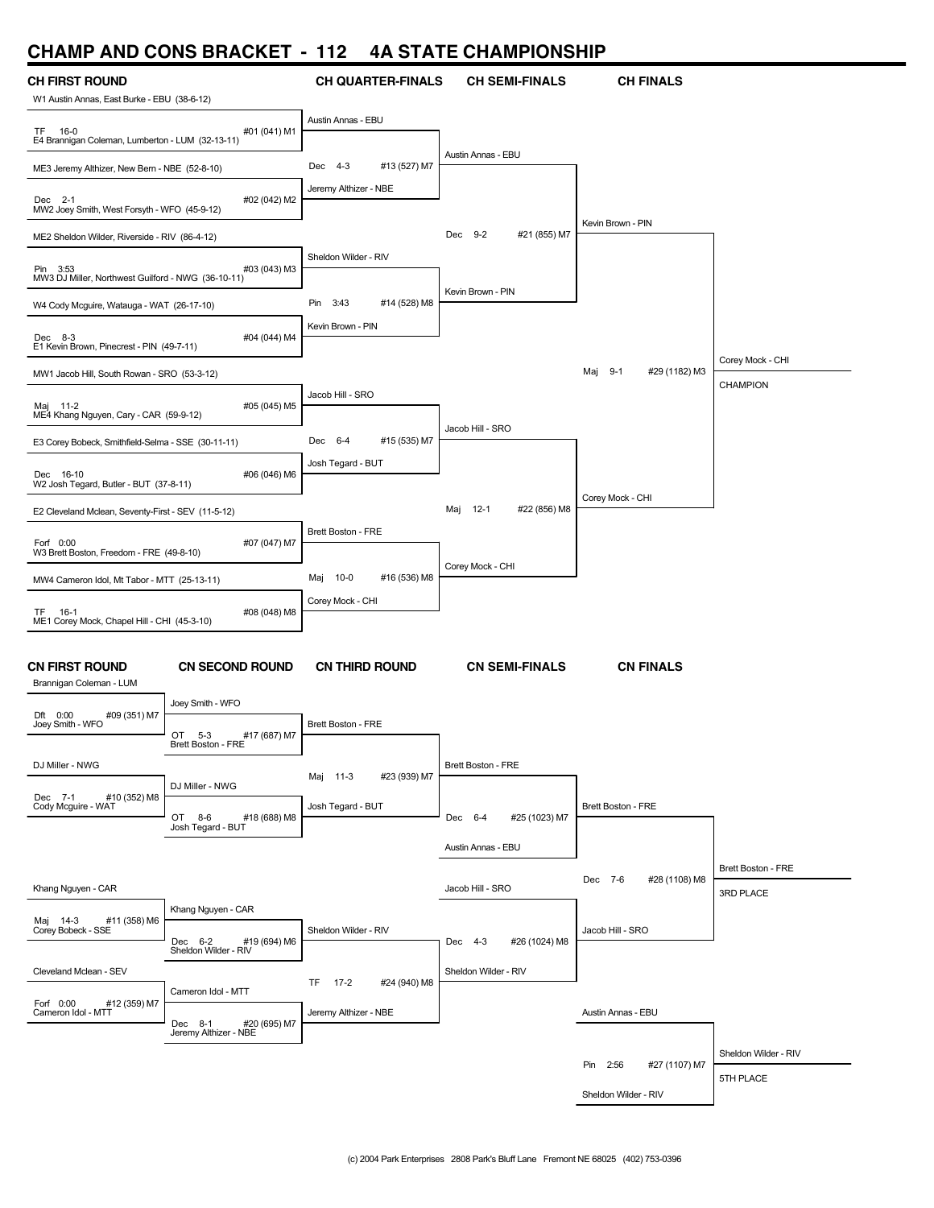# CHAMP AND CONS BRACKET - 112 4A STATE CHAMPIONSHIP

## CH FIRST ROUND

- W1 Austin Annas, East Burke - EBU (38-6-12)
  - TF 16-0 — #01 (041) M1
- E4 Brannigan Coleman, Lumberton - LUM (32-13-11)
- ME3 Jeremy Althizer, New Bern - NBE (52-8-10)
  - Dec 2-1 — #02 (042) M2
- MW2 Joey Smith, West Forsyth - WFO (45-9-12)
- ME2 Sheldon Wilder, Riverside - RIV (86-4-12)
  - Pin 3:53 — #03 (043) M3
- MW3 DJ Miller, Northwest Guilford - NWG (36-10-11)
- W4 Cody Mcguire, Watauga - WAT (26-17-10)
  - Dec 8-3 — #04 (044) M4
- E1 Kevin Brown, Pinecrest - PIN (49-7-11)
- MW1 Jacob Hill, South Rowan - SRO (53-3-12)
  - Maj 11-2 — #05 (045) M5
- ME4 Khang Nguyen, Cary - CAR (59-9-12)
- E3 Corey Bobeck, Smithfield-Selma - SSE (30-11-11)
  - Dec 16-10 — #06 (046) M6
- W2 Josh Tegard, Butler - BUT (37-8-11)
- E2 Cleveland Mclean, Seventy-First - SEV (11-5-12)
  - Forf 0:00 — #07 (047) M7
- W3 Brett Boston, Freedom - FRE (49-8-10)
- MW4 Cameron Idol, Mt Tabor - MTT (25-13-11)
  - TF 16-1 — #08 (048) M8
- ME1 Corey Mock, Chapel Hill - CHI (45-3-10)

## CH QUARTER-FINALS

- Austin Annas - EBU
  - Dec 4-3 — #13 (527) M7
- Jeremy Althizer - NBE
- Sheldon Wilder - RIV
  - Pin 3:43 — #14 (528) M8
- Kevin Brown - PIN
- Jacob Hill - SRO
  - Dec 6-4 — #15 (535) M7
- Josh Tegard - BUT
- Brett Boston - FRE
  - Maj 10-0 — #16 (536) M8
- Corey Mock - CHI

## CH SEMI-FINALS

- Austin Annas - EBU
  - Dec 9-2 — #21 (855) M7
- Kevin Brown - PIN
- Jacob Hill - SRO
  - Maj 12-1 — #22 (856) M8
- Corey Mock - CHI

## CH FINALS

- Kevin Brown - PIN
  - Maj 9-1 — #29 (1182) M3
- Corey Mock - CHI

**Corey Mock - CHI — CHAMPION**

## CN FIRST ROUND

- Brannigan Coleman - LUM
  - Dft 0:00 — #09 (351) M7
- Joey Smith - WFO
- DJ Miller - NWG
  - Dec 7-1 — #10 (352) M8
- Cody Mcguire - WAT
- Khang Nguyen - CAR
  - Maj 14-3 — #11 (358) M6
- Corey Bobeck - SSE
- Cleveland Mclean - SEV
  - Forf 0:00 — #12 (359) M7
- Cameron Idol - MTT

## CN SECOND ROUND

- Joey Smith - WFO
  - OT 5-3 — #17 (687) M7
- Brett Boston - FRE
- DJ Miller - NWG
  - OT 8-6 — #18 (688) M8
- Josh Tegard - BUT
- Khang Nguyen - CAR
  - Dec 6-2 — #19 (694) M6
- Sheldon Wilder - RIV
- Cameron Idol - MTT
  - Dec 8-1 — #20 (695) M7
- Jeremy Althizer - NBE

## CN THIRD ROUND

- Brett Boston - FRE
  - Maj 11-3 — #23 (939) M7
- Josh Tegard - BUT
- Sheldon Wilder - RIV
  - TF 17-2 — #24 (940) M8
- Jeremy Althizer - NBE

## CN SEMI-FINALS

- Brett Boston - FRE
  - Dec 6-4 — #25 (1023) M7
- Austin Annas - EBU
- Jacob Hill - SRO
  - Dec 4-3 — #26 (1024) M8
- Sheldon Wilder - RIV

## CN FINALS

- Brett Boston - FRE
  - Dec 7-6 — #28 (1108) M8
- Jacob Hill - SRO

**Brett Boston - FRE — 3RD PLACE**

- Austin Annas - EBU
  - Pin 2:56 — #27 (1107) M7
- Sheldon Wilder - RIV

**Sheldon Wilder - RIV — 5TH PLACE**

(c) 2004 Park Enterprises 2808 Park's Bluff Lane Fremont NE 68025 (402) 753-0396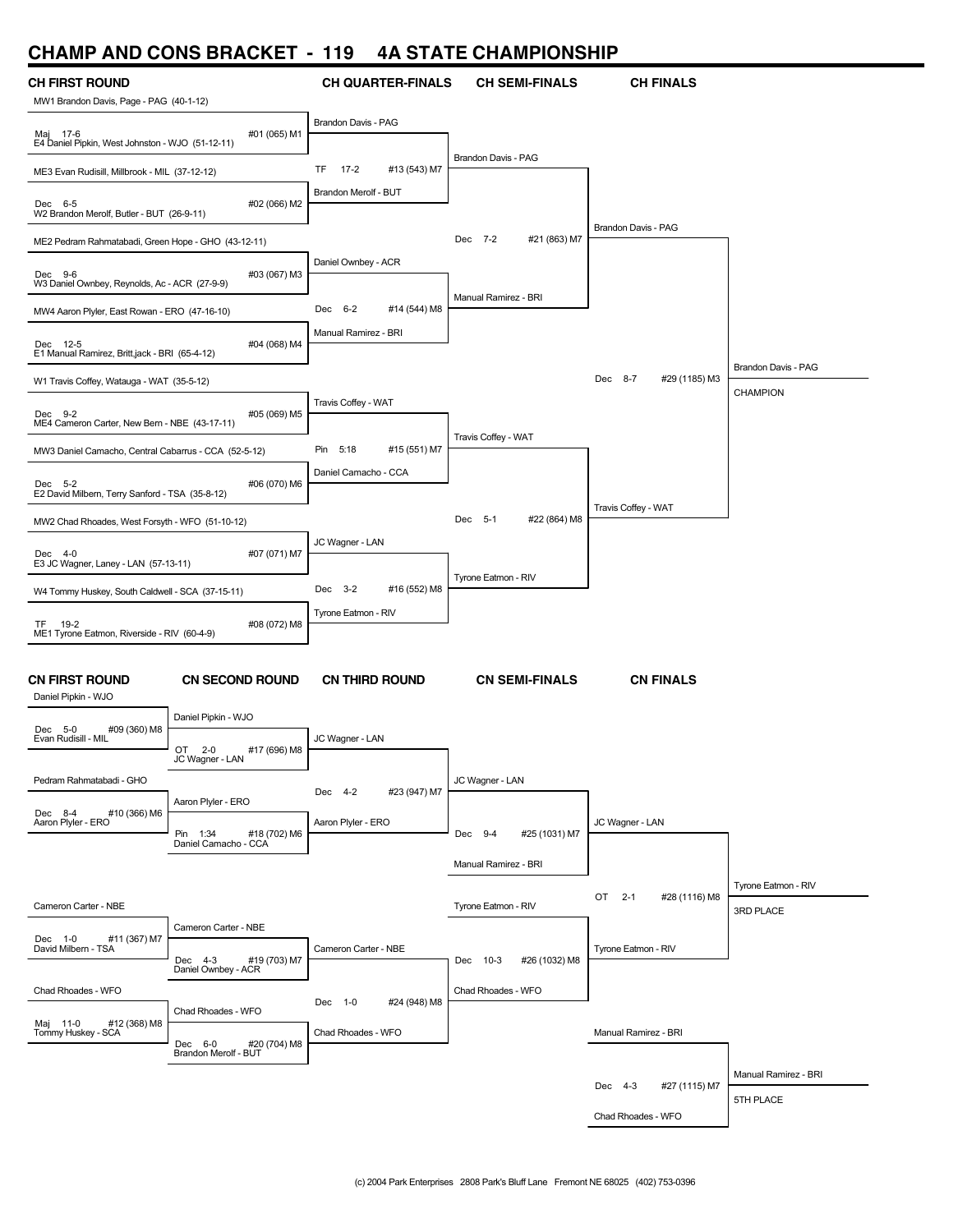# CHAMP AND CONS BRACKET - 119 4A STATE CHAMPIONSHIP

## CH FIRST ROUND

| CH FIRST ROUND | Result | Bout |
|---|---|---|
| MW1 Brandon Davis, Page - PAG (40-1-12) vs E4 Daniel Pipkin, West Johnston - WJO (51-12-11) | Maj 17-6 | #01 (065) M1 |
| ME3 Evan Rudisill, Millbrook - MIL (37-12-12) vs W2 Brandon Merolf, Butler - BUT (26-9-11) | Dec 6-5 | #02 (066) M2 |
| ME2 Pedram Rahmatabadi, Green Hope - GHO (43-12-11) vs W3 Daniel Ownbey, Reynolds, Ac - ACR (27-9-9) | Dec 9-6 | #03 (067) M3 |
| MW4 Aaron Plyler, East Rowan - ERO (47-16-10) vs E1 Manual Ramirez, Britt,jack - BRI (65-4-12) | Dec 12-5 | #04 (068) M4 |
| W1 Travis Coffey, Watauga - WAT (35-5-12) vs ME4 Cameron Carter, New Bern - NBE (43-17-11) | Dec 9-2 | #05 (069) M5 |
| MW3 Daniel Camacho, Central Cabarrus - CCA (52-5-12) vs E2 David Milbern, Terry Sanford - TSA (35-8-12) | Dec 5-2 | #06 (070) M6 |
| MW2 Chad Rhoades, West Forsyth - WFO (51-10-12) vs E3 JC Wagner, Laney - LAN (57-13-11) | Dec 4-0 | #07 (071) M7 |
| W4 Tommy Huskey, South Caldwell - SCA (37-15-11) vs ME1 Tyrone Eatmon, Riverside - RIV (60-4-9) | TF 19-2 | #08 (072) M8 |

## CH QUARTER-FINALS

| Winner | Result | Bout |
|---|---|---|
| Brandon Davis - PAG vs Brandon Merolf - BUT | TF 17-2 | #13 (543) M7 |
| Daniel Ownbey - ACR vs Manual Ramirez - BRI | Dec 6-2 | #14 (544) M8 |
| Travis Coffey - WAT vs Daniel Camacho - CCA | Pin 5:18 | #15 (551) M7 |
| JC Wagner - LAN vs Tyrone Eatmon - RIV | Dec 3-2 | #16 (552) M8 |

## CH SEMI-FINALS

| Match | Result | Bout |
|---|---|---|
| Brandon Davis - PAG vs Manual Ramirez - BRI | Dec 7-2 | #21 (863) M7 |
| Travis Coffey - WAT vs Tyrone Eatmon - RIV | Dec 5-1 | #22 (864) M8 |

## CH FINALS

| Match | Result | Bout |
|---|---|---|
| Brandon Davis - PAG vs Travis Coffey - WAT | Dec 8-7 | #29 (1185) M3 |

**Brandon Davis - PAG — CHAMPION**

## CN FIRST ROUND

| Match | Result | Bout |
|---|---|---|
| Daniel Pipkin - WJO vs Evan Rudisill - MIL | Dec 5-0 | #09 (360) M8 |
| Pedram Rahmatabadi - GHO vs Aaron Plyler - ERO | Dec 8-4 | #10 (366) M6 |
| Cameron Carter - NBE vs David Milbern - TSA | Dec 1-0 | #11 (367) M7 |
| Chad Rhoades - WFO vs Tommy Huskey - SCA | Maj 11-0 | #12 (368) M8 |

## CN SECOND ROUND

| Match | Result | Bout |
|---|---|---|
| Daniel Pipkin - WJO vs JC Wagner - LAN | OT 2-0 | #17 (696) M8 |
| Aaron Plyler - ERO vs Daniel Camacho - CCA | Pin 1:34 | #18 (702) M6 |
| Cameron Carter - NBE vs Daniel Ownbey - ACR | Dec 4-3 | #19 (703) M7 |
| Chad Rhoades - WFO vs Brandon Merolf - BUT | Dec 6-0 | #20 (704) M8 |

## CN THIRD ROUND

| Match | Result | Bout |
|---|---|---|
| JC Wagner - LAN vs Aaron Plyler - ERO | Dec 4-2 | #23 (947) M7 |
| Cameron Carter - NBE vs Chad Rhoades - WFO | Dec 1-0 | #24 (948) M8 |

## CN SEMI-FINALS

| Match | Result | Bout |
|---|---|---|
| JC Wagner - LAN vs Manual Ramirez - BRI | Dec 9-4 | #25 (1031) M7 |
| Tyrone Eatmon - RIV vs Chad Rhoades - WFO | Dec 10-3 | #26 (1032) M8 |

## CN FINALS

| Match | Result | Bout |
|---|---|---|
| JC Wagner - LAN vs Tyrone Eatmon - RIV | OT 2-1 | #28 (1116) M8 |
| Manual Ramirez - BRI vs Chad Rhoades - WFO | Dec 4-3 | #27 (1115) M7 |

**Tyrone Eatmon - RIV — 3RD PLACE**

**Manual Ramirez - BRI — 5TH PLACE**

(c) 2004 Park Enterprises 2808 Park's Bluff Lane Fremont NE 68025 (402) 753-0396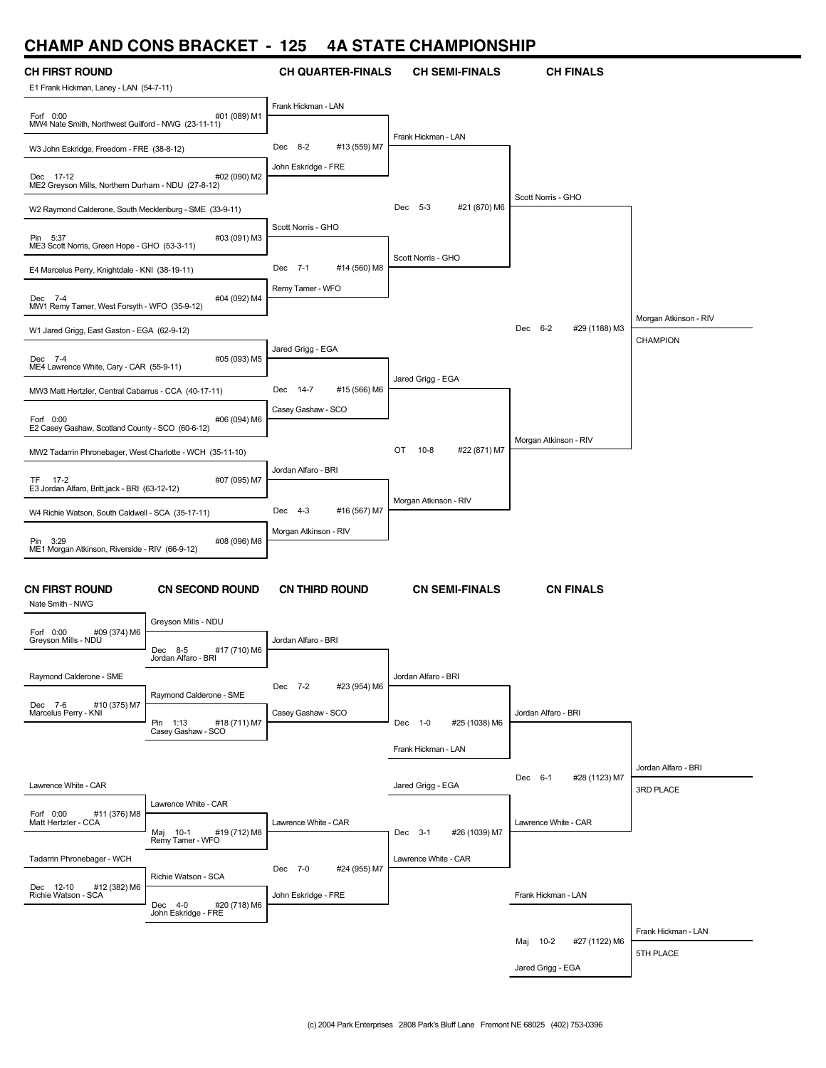# CHAMP AND CONS BRACKET - 125 4A STATE CHAMPIONSHIP

## CH FIRST ROUND

E1 Frank Hickman, Laney - LAN (54-7-11)
Forf 0:00 #01 (089) M1
MW4 Nate Smith, Northwest Guilford - NWG (23-11-11)

W3 John Eskridge, Freedom - FRE (38-8-12)
Dec 17-12 #02 (090) M2
ME2 Greyson Mills, Northern Durham - NDU (27-8-12)

W2 Raymond Calderone, South Mecklenburg - SME (33-9-11)
Pin 5:37 #03 (091) M3
ME3 Scott Norris, Green Hope - GHO (53-3-11)

E4 Marcelus Perry, Knightdale - KNI (38-19-11)
Dec 7-4 #04 (092) M4
MW1 Remy Tamer, West Forsyth - WFO (35-9-12)

W1 Jared Grigg, East Gaston - EGA (62-9-12)
Dec 7-4 #05 (093) M5
ME4 Lawrence White, Cary - CAR (55-9-11)

MW3 Matt Hertzler, Central Cabarrus - CCA (40-17-11)
Forf 0:00 #06 (094) M6
E2 Casey Gashaw, Scotland County - SCO (60-6-12)

MW2 Tadarrin Phronebager, West Charlotte - WCH (35-11-10)
TF 17-2 #07 (095) M7
E3 Jordan Alfaro, Britt,jack - BRI (63-12-12)

W4 Richie Watson, South Caldwell - SCA (35-17-11)
Pin 3:29 #08 (096) M8
ME1 Morgan Atkinson, Riverside - RIV (66-9-12)

## CH QUARTER-FINALS

Frank Hickman - LAN
Dec 8-2 #13 (559) M7
John Eskridge - FRE

Scott Norris - GHO
Dec 7-1 #14 (560) M8
Remy Tamer - WFO

Jared Grigg - EGA
Dec 14-7 #15 (566) M6
Casey Gashaw - SCO

Jordan Alfaro - BRI
Dec 4-3 #16 (567) M7
Morgan Atkinson - RIV

## CH SEMI-FINALS

Frank Hickman - LAN
Dec 5-3 #21 (870) M6
Scott Norris - GHO

Jared Grigg - EGA
OT 10-8 #22 (871) M7
Morgan Atkinson - RIV

## CH FINALS

Scott Norris - GHO
Dec 6-2 #29 (1188) M3
Morgan Atkinson - RIV

Morgan Atkinson - RIV
CHAMPION

## CN FIRST ROUND

Nate Smith - NWG
Forf 0:00 #09 (374) M6
Greyson Mills - NDU

Raymond Calderone - SME
Dec 7-6 #10 (375) M7
Marcelus Perry - KNI

Lawrence White - CAR
Forf 0:00 #11 (376) M8
Matt Hertzler - CCA

Tadarrin Phronebager - WCH
Dec 12-10 #12 (382) M6
Richie Watson - SCA

## CN SECOND ROUND

Greyson Mills - NDU
Dec 8-5 #17 (710) M6
Jordan Alfaro - BRI

Raymond Calderone - SME
Pin 1:13 #18 (711) M7
Casey Gashaw - SCO

Lawrence White - CAR
Maj 10-1 #19 (712) M8
Remy Tamer - WFO

Richie Watson - SCA
Dec 4-0 #20 (718) M6
John Eskridge - FRE

## CN THIRD ROUND

Jordan Alfaro - BRI
Dec 7-2 #23 (954) M6
Casey Gashaw - SCO

Lawrence White - CAR
Dec 7-0 #24 (955) M7
John Eskridge - FRE

## CN SEMI-FINALS

Jordan Alfaro - BRI
Dec 1-0 #25 (1038) M6
Frank Hickman - LAN

Jared Grigg - EGA
Dec 3-1 #26 (1039) M7
Lawrence White - CAR

## CN FINALS

Jordan Alfaro - BRI
Dec 6-1 #28 (1123) M7
Lawrence White - CAR

Jordan Alfaro - BRI
3RD PLACE

Frank Hickman - LAN
Maj 10-2 #27 (1122) M6
Jared Grigg - EGA

Frank Hickman - LAN
5TH PLACE

(c) 2004 Park Enterprises 2808 Park's Bluff Lane Fremont NE 68025 (402) 753-0396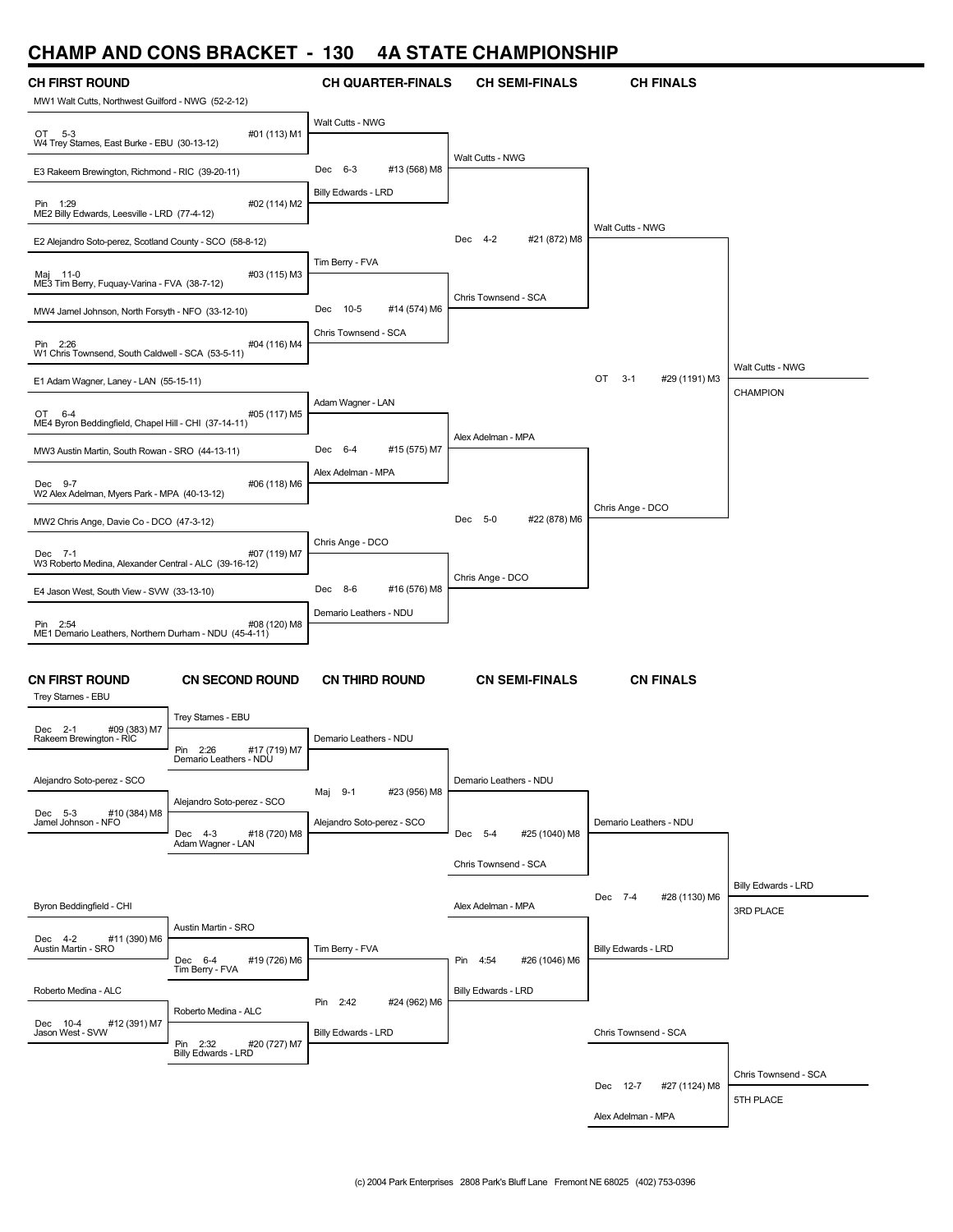# CHAMP AND CONS BRACKET - 130 4A STATE CHAMPIONSHIP

## CH FIRST ROUND

| CH FIRST ROUND | CH QUARTER-FINALS | CH SEMI-FINALS | CH FINALS | |
|---|---|---|---|---|
| MW1 Walt Cutts, Northwest Guilford - NWG (52-2-12) | | | | |
| OT 5-3 #01 (113) M1 | Walt Cutts - NWG | | | |
| W4 Trey Starnes, East Burke - EBU (30-13-12) | | | | |
| E3 Rakeem Brewington, Richmond - RIC (39-20-11) | Dec 6-3 #13 (568) M8 | Walt Cutts - NWG | | |
| Pin 1:29 #02 (114) M2 | Billy Edwards - LRD | | | |
| ME2 Billy Edwards, Leesville - LRD (77-4-12) | | | | |
| E2 Alejandro Soto-perez, Scotland County - SCO (58-8-12) | | Dec 4-2 #21 (872) M8 | Walt Cutts - NWG | |
| Maj 11-0 #03 (115) M3 | Tim Berry - FVA | | | |
| ME3 Tim Berry, Fuquay-Varina - FVA (38-7-12) | | | | |
| MW4 Jamel Johnson, North Forsyth - NFO (33-12-10) | Dec 10-5 #14 (574) M6 | Chris Townsend - SCA | | |
| Pin 2:26 #04 (116) M4 | Chris Townsend - SCA | | | |
| W1 Chris Townsend, South Caldwell - SCA (53-5-11) | | | | |
| E1 Adam Wagner, Laney - LAN (55-15-11) | | | OT 3-1 #29 (1191) M3 | Walt Cutts - NWG CHAMPION |
| OT 6-4 #05 (117) M5 | Adam Wagner - LAN | | | |
| ME4 Byron Beddingfield, Chapel Hill - CHI (37-14-11) | | | | |
| MW3 Austin Martin, South Rowan - SRO (44-13-11) | Dec 6-4 #15 (575) M7 | Alex Adelman - MPA | | |
| Dec 9-7 #06 (118) M6 | Alex Adelman - MPA | | | |
| W2 Alex Adelman, Myers Park - MPA (40-13-12) | | | | |
| MW2 Chris Ange, Davie Co - DCO (47-3-12) | | Dec 5-0 #22 (878) M6 | Chris Ange - DCO | |
| Dec 7-1 #07 (119) M7 | Chris Ange - DCO | | | |
| W3 Roberto Medina, Alexander Central - ALC (39-16-12) | | | | |
| E4 Jason West, South View - SVW (33-13-10) | Dec 8-6 #16 (576) M8 | Chris Ange - DCO | | |
| Pin 2:54 #08 (120) M8 | Demario Leathers - NDU | | | |
| ME1 Demario Leathers, Northern Durham - NDU (45-4-11) | | | | |

## CN FIRST ROUND

| CN FIRST ROUND | CN SECOND ROUND | CN THIRD ROUND | CN SEMI-FINALS | CN FINALS | |
|---|---|---|---|---|---|
| Trey Starnes - EBU | Trey Starnes - EBU | | | | |
| Dec 2-1 #09 (383) M7 | | Demario Leathers - NDU | | | |
| Rakeem Brewington - RIC | Pin 2:26 #17 (719) M7 | | | | |
| | Demario Leathers - NDU | | | | |
| Alejandro Soto-perez - SCO | | Maj 9-1 #23 (956) M8 | Demario Leathers - NDU | | |
| Dec 5-3 #10 (384) M8 | Alejandro Soto-perez - SCO | | | | |
| Jamel Johnson - NFO | Dec 4-3 #18 (720) M8 | Alejandro Soto-perez - SCO | Dec 5-4 #25 (1040) M8 | Demario Leathers - NDU | |
| | Adam Wagner - LAN | | Chris Townsend - SCA | | |
| | | | | Dec 7-4 #28 (1130) M6 | Billy Edwards - LRD 3RD PLACE |
| Byron Beddingfield - CHI | Austin Martin - SRO | | Alex Adelman - MPA | | |
| Dec 4-2 #11 (390) M6 | | Tim Berry - FVA | | | |
| Austin Martin - SRO | Dec 6-4 #19 (726) M6 | | Pin 4:54 #26 (1046) M6 | Billy Edwards - LRD | |
| | Tim Berry - FVA | | | | |
| Roberto Medina - ALC | Roberto Medina - ALC | Pin 2:42 #24 (962) M6 | Billy Edwards - LRD | | |
| Dec 10-4 #12 (391) M7 | | Billy Edwards - LRD | | Chris Townsend - SCA | |
| Jason West - SVW | Pin 2:32 #20 (727) M7 | | | | |
| | Billy Edwards - LRD | | | | |
| | | | | Dec 12-7 #27 (1124) M8 | Chris Townsend - SCA 5TH PLACE |
| | | | | Alex Adelman - MPA | |

(c) 2004 Park Enterprises 2808 Park's Bluff Lane Fremont NE 68025 (402) 753-0396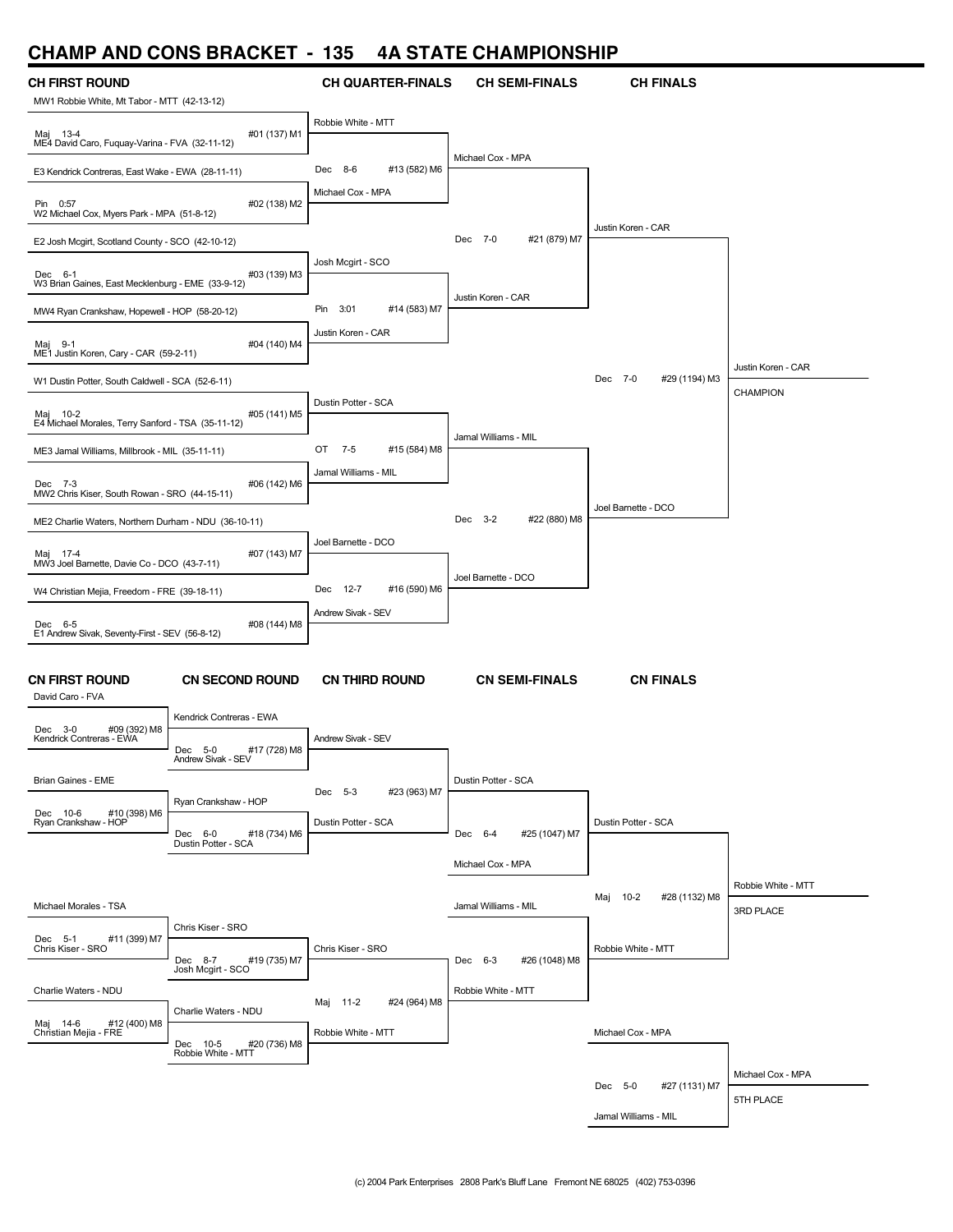# CHAMP AND CONS BRACKET - 135 4A STATE CHAMPIONSHIP

## CH FIRST ROUND

| CH FIRST ROUND | CH QUARTER-FINALS | CH SEMI-FINALS | CH FINALS |
|---|---|---|---|
| MW1 Robbie White, Mt Tabor - MTT (42-13-12) | | | |
| Maj 13-4 #01 (137) M1 | Robbie White - MTT | | |
| ME4 David Caro, Fuquay-Varina - FVA (32-11-12) | | | |
| E3 Kendrick Contreras, East Wake - EWA (28-11-11) | Dec 8-6 #13 (582) M6 | Michael Cox - MPA | |
| Pin 0:57 #02 (138) M2 | Michael Cox - MPA | | |
| W2 Michael Cox, Myers Park - MPA (51-8-12) | | | |
| E2 Josh Mcgirt, Scotland County - SCO (42-10-12) | | Dec 7-0 #21 (879) M7 | Justin Koren - CAR |
| Dec 6-1 #03 (139) M3 | Josh Mcgirt - SCO | | |
| W3 Brian Gaines, East Mecklenburg - EME (33-9-12) | | | |
| MW4 Ryan Crankshaw, Hopewell - HOP (58-20-12) | Pin 3:01 #14 (583) M7 | Justin Koren - CAR | |
| Maj 9-1 #04 (140) M4 | Justin Koren - CAR | | |
| ME1 Justin Koren, Cary - CAR (59-2-11) | | | |
| W1 Dustin Potter, South Caldwell - SCA (52-6-11) | | | Dec 7-0 #29 (1194) M3 |
| Maj 10-2 #05 (141) M5 | Dustin Potter - SCA | | |
| E4 Michael Morales, Terry Sanford - TSA (35-11-12) | | | |
| ME3 Jamal Williams, Millbrook - MIL (35-11-11) | OT 7-5 #15 (584) M8 | Jamal Williams - MIL | |
| Dec 7-3 #06 (142) M6 | Jamal Williams - MIL | | |
| MW2 Chris Kiser, South Rowan - SRO (44-15-11) | | | |
| ME2 Charlie Waters, Northern Durham - NDU (36-10-11) | | Dec 3-2 #22 (880) M8 | Joel Barnette - DCO |
| Maj 17-4 #07 (143) M7 | Joel Barnette - DCO | | |
| MW3 Joel Barnette, Davie Co - DCO (43-7-11) | | | |
| W4 Christian Mejia, Freedom - FRE (39-18-11) | Dec 12-7 #16 (590) M6 | Joel Barnette - DCO | |
| Dec 6-5 #08 (144) M8 | Andrew Sivak - SEV | | |
| E1 Andrew Sivak, Seventy-First - SEV (56-8-12) | | | |

**Justin Koren - CAR — CHAMPION**

## CN FIRST ROUND

| CN FIRST ROUND | CN SECOND ROUND | CN THIRD ROUND | CN SEMI-FINALS | CN FINALS |
|---|---|---|---|---|
| David Caro - FVA | | | | |
| Dec 3-0 #09 (392) M8 | Kendrick Contreras - EWA | | | |
| Kendrick Contreras - EWA | Dec 5-0 #17 (728) M8 | Andrew Sivak - SEV | | |
| | Andrew Sivak - SEV | | | |
| Brian Gaines - EME | | Dec 5-3 #23 (963) M7 | Dustin Potter - SCA | |
| Dec 10-6 #10 (398) M6 | Ryan Crankshaw - HOP | | | |
| Ryan Crankshaw - HOP | Dec 6-0 #18 (734) M6 | Dustin Potter - SCA | Dec 6-4 #25 (1047) M7 | Dustin Potter - SCA |
| | Dustin Potter - SCA | | | |
| | | | Michael Cox - MPA | |
| Michael Morales - TSA | | | Jamal Williams - MIL | Maj 10-2 #28 (1132) M8 |
| Dec 5-1 #11 (399) M7 | Chris Kiser - SRO | | | |
| Chris Kiser - SRO | Dec 8-7 #19 (735) M7 | Chris Kiser - SRO | Dec 6-3 #26 (1048) M8 | Robbie White - MTT |
| | Josh Mcgirt - SCO | | | |
| Charlie Waters - NDU | | Maj 11-2 #24 (964) M8 | Robbie White - MTT | |
| Maj 14-6 #12 (400) M8 | Charlie Waters - NDU | | | |
| Christian Mejia - FRE | Dec 10-5 #20 (736) M8 | Robbie White - MTT | | |
| | Robbie White - MTT | | | |

**Robbie White - MTT — 3RD PLACE**

| 5th Place Match | |
|---|---|
| Michael Cox - MPA | |
| Dec 5-0 #27 (1131) M7 | Michael Cox - MPA |
| Jamal Williams - MIL | |

**Michael Cox - MPA — 5TH PLACE**

(c) 2004 Park Enterprises 2808 Park's Bluff Lane Fremont NE 68025 (402) 753-0396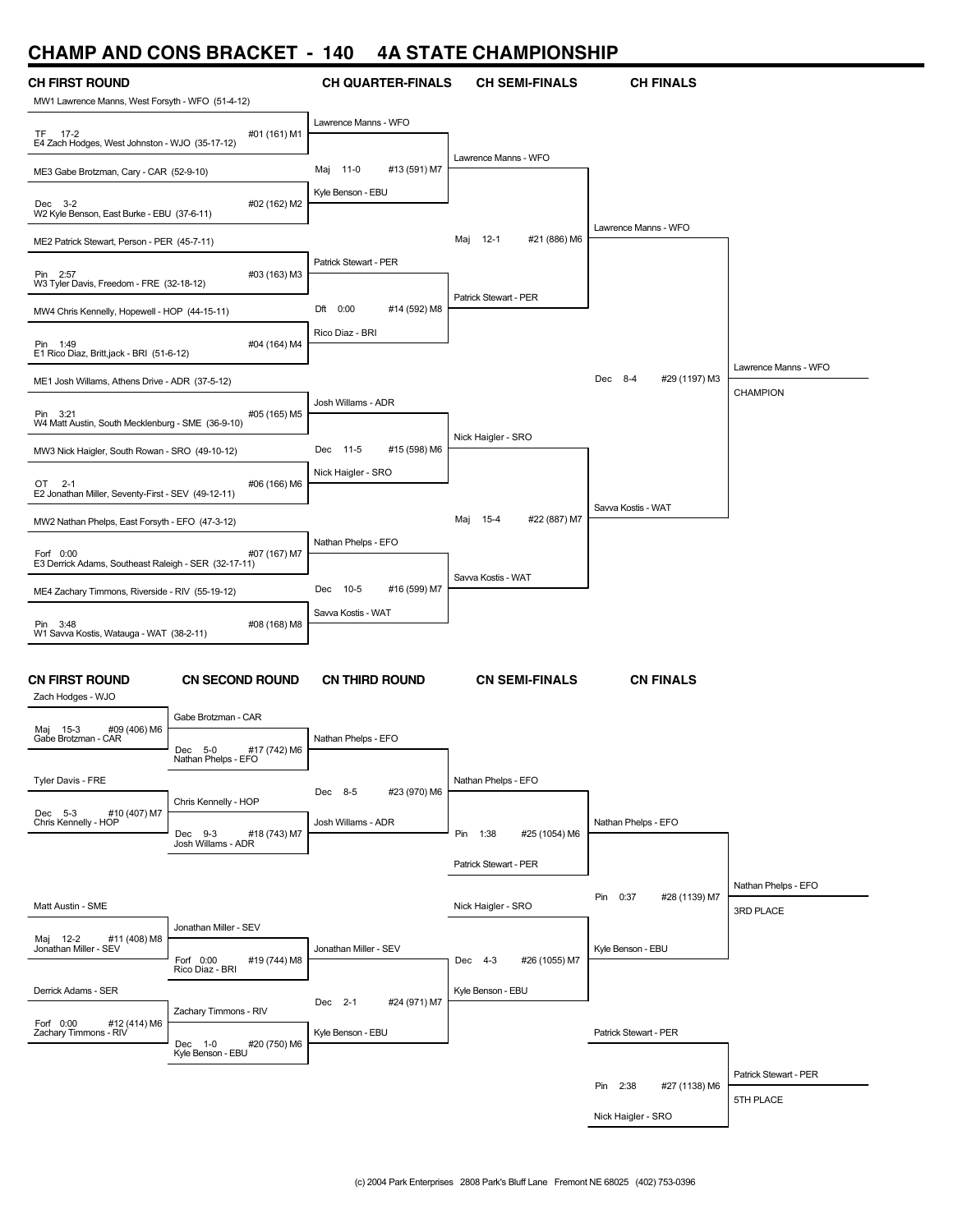# CHAMP AND CONS BRACKET - 140 4A STATE CHAMPIONSHIP

## CH FIRST ROUND

| Bout | Wrestler 1 | Wrestler 2 | Result | Winner |
|---|---|---|---|---|
| #01 (161) M1 | MW1 Lawrence Manns, West Forsyth - WFO (51-4-12) | E4 Zach Hodges, West Johnston - WJO (35-17-12) | TF 17-2 | Lawrence Manns - WFO |
| #02 (162) M2 | ME3 Gabe Brotzman, Cary - CAR (52-9-10) | W2 Kyle Benson, East Burke - EBU (37-6-11) | Dec 3-2 | Kyle Benson - EBU |
| #03 (163) M3 | ME2 Patrick Stewart, Person - PER (45-7-11) | W3 Tyler Davis, Freedom - FRE (32-18-12) | Pin 2:57 | Patrick Stewart - PER |
| #04 (164) M4 | MW4 Chris Kennelly, Hopewell - HOP (44-15-11) | E1 Rico Diaz, Britt,jack - BRI (51-6-12) | Pin 1:49 | Rico Diaz - BRI |
| #05 (165) M5 | ME1 Josh Willams, Athens Drive - ADR (37-5-12) | W4 Matt Austin, South Mecklenburg - SME (36-9-10) | Pin 3:21 | Josh Willams - ADR |
| #06 (166) M6 | MW3 Nick Haigler, South Rowan - SRO (49-10-12) | E2 Jonathan Miller, Seventy-First - SEV (49-12-11) | OT 2-1 | Nick Haigler - SRO |
| #07 (167) M7 | MW2 Nathan Phelps, East Forsyth - EFO (47-3-12) | E3 Derrick Adams, Southeast Raleigh - SER (32-17-11) | Forf 0:00 | Nathan Phelps - EFO |
| #08 (168) M8 | ME4 Zachary Timmons, Riverside - RIV (55-19-12) | W1 Savva Kostis, Watauga - WAT (38-2-11) | Pin 3:48 | Savva Kostis - WAT |

## CH QUARTER-FINALS

| Bout | Wrestler 1 | Wrestler 2 | Result | Winner |
|---|---|---|---|---|
| #13 (591) M7 | Lawrence Manns - WFO | Kyle Benson - EBU | Maj 11-0 | Lawrence Manns - WFO |
| #14 (592) M8 | Patrick Stewart - PER | Rico Diaz - BRI | Dft 0:00 | Patrick Stewart - PER |
| #15 (598) M6 | Josh Willams - ADR | Nick Haigler - SRO | Dec 11-5 | Nick Haigler - SRO |
| #16 (599) M7 | Nathan Phelps - EFO | Savva Kostis - WAT | Dec 10-5 | Savva Kostis - WAT |

## CH SEMI-FINALS

| Bout | Wrestler 1 | Wrestler 2 | Result | Winner |
|---|---|---|---|---|
| #21 (886) M6 | Lawrence Manns - WFO | Patrick Stewart - PER | Maj 12-1 | Lawrence Manns - WFO |
| #22 (887) M7 | Nick Haigler - SRO | Savva Kostis - WAT | Maj 15-4 | Savva Kostis - WAT |

## CH FINALS

| Bout | Wrestler 1 | Wrestler 2 | Result | Winner |
|---|---|---|---|---|
| #29 (1197) M3 | Lawrence Manns - WFO | Savva Kostis - WAT | Dec 8-4 | Lawrence Manns - WFO — CHAMPION |

## CN FIRST ROUND

| Bout | Wrestler 1 | Wrestler 2 | Result | Winner |
|---|---|---|---|---|
| #09 (406) M6 | Zach Hodges - WJO | Gabe Brotzman - CAR | Maj 15-3 | Gabe Brotzman - CAR |
| #10 (407) M7 | Tyler Davis - FRE | Chris Kennelly - HOP | Dec 5-3 | Chris Kennelly - HOP |
| #11 (408) M8 | Matt Austin - SME | Jonathan Miller - SEV | Maj 12-2 | Jonathan Miller - SEV |
| #12 (414) M6 | Derrick Adams - SER | Zachary Timmons - RIV | Forf 0:00 | Zachary Timmons - RIV |

## CN SECOND ROUND

| Bout | Wrestler 1 | Wrestler 2 | Result | Winner |
|---|---|---|---|---|
| #17 (742) M6 | Gabe Brotzman - CAR | Nathan Phelps - EFO | Dec 5-0 | Nathan Phelps - EFO |
| #18 (743) M7 | Chris Kennelly - HOP | Josh Willams - ADR | Dec 9-3 | Josh Willams - ADR |
| #19 (744) M8 | Jonathan Miller - SEV | Rico Diaz - BRI | Forf 0:00 | Jonathan Miller - SEV |
| #20 (750) M6 | Zachary Timmons - RIV | Kyle Benson - EBU | Dec 1-0 | Kyle Benson - EBU |

## CN THIRD ROUND

| Bout | Wrestler 1 | Wrestler 2 | Result | Winner |
|---|---|---|---|---|
| #23 (970) M6 | Nathan Phelps - EFO | Josh Willams - ADR | Dec 8-5 | Nathan Phelps - EFO |
| #24 (971) M7 | Jonathan Miller - SEV | Kyle Benson - EBU | Dec 2-1 | Kyle Benson - EBU |

## CN SEMI-FINALS

| Bout | Wrestler 1 | Wrestler 2 | Result | Winner |
|---|---|---|---|---|
| #25 (1054) M6 | Nathan Phelps - EFO | Patrick Stewart - PER | Pin 1:38 | Nathan Phelps - EFO |
| #26 (1055) M7 | Nick Haigler - SRO | Kyle Benson - EBU | Dec 4-3 | Kyle Benson - EBU |

## CN FINALS

| Bout | Wrestler 1 | Wrestler 2 | Result | Winner |
|---|---|---|---|---|
| #28 (1139) M7 | Nathan Phelps - EFO | Kyle Benson - EBU | Pin 0:37 | Nathan Phelps - EFO — 3RD PLACE |
| #27 (1138) M6 | Patrick Stewart - PER | Nick Haigler - SRO | Pin 2:38 | Patrick Stewart - PER — 5TH PLACE |

(c) 2004 Park Enterprises 2808 Park's Bluff Lane Fremont NE 68025 (402) 753-0396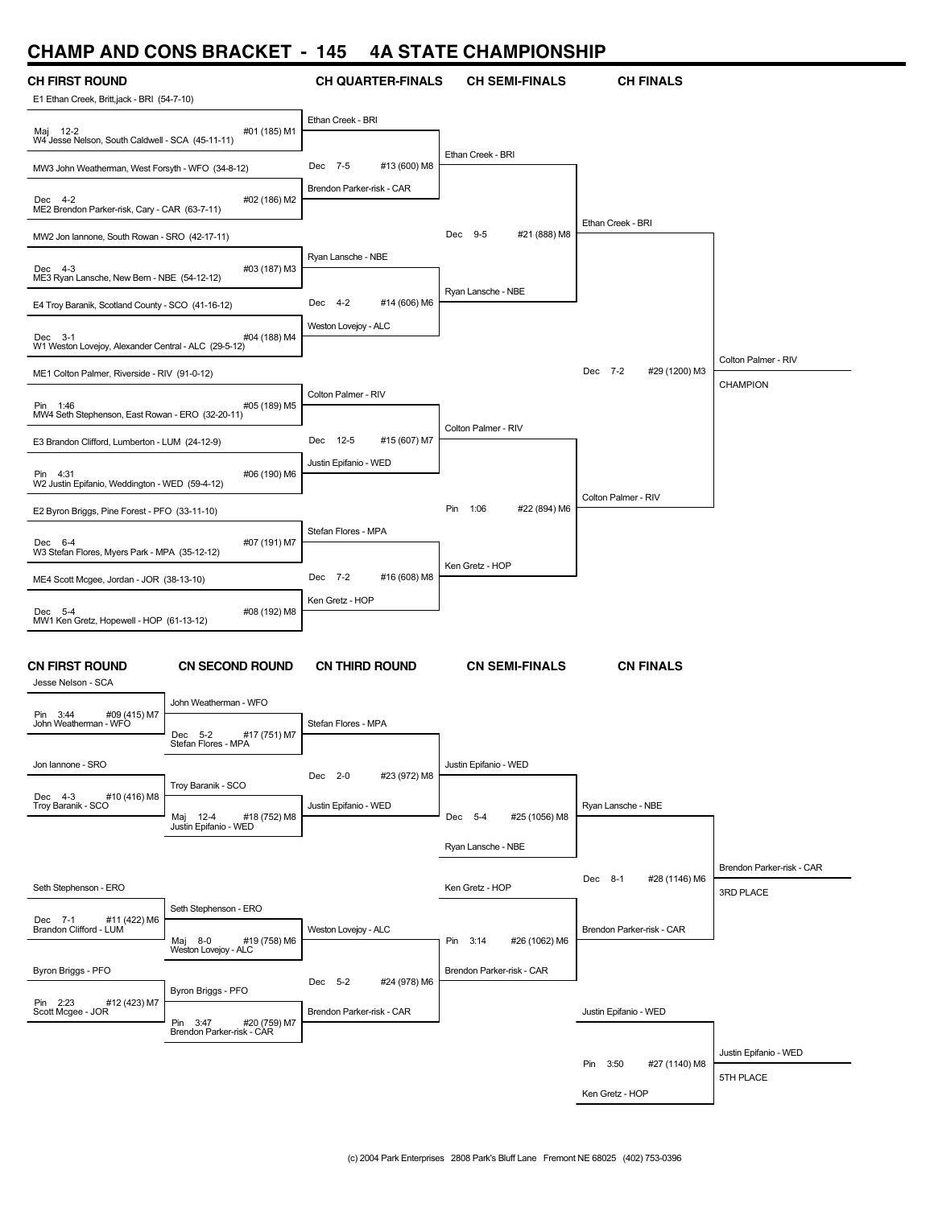# CHAMP AND CONS BRACKET - 145 4A STATE CHAMPIONSHIP

## CH FIRST ROUND

| CH FIRST ROUND | Result | Bout |
|---|---|---|
| E1 Ethan Creek, Brittjack - BRI (54-7-10) vs W4 Jesse Nelson, South Caldwell - SCA (45-11-11) | Maj 12-2 | #01 (185) M1 |
| MW3 John Weatherman, West Forsyth - WFO (34-8-12) vs ME2 Brendon Parker-risk, Cary - CAR (63-7-11) | Dec 4-2 | #02 (186) M2 |
| MW2 Jon Iannone, South Rowan - SRO (42-17-11) vs ME3 Ryan Lansche, New Bern - NBE (54-12-12) | Dec 4-3 | #03 (187) M3 |
| E4 Troy Baranik, Scotland County - SCO (41-16-12) vs W1 Weston Lovejoy, Alexander Central - ALC (29-5-12) | Dec 3-1 | #04 (188) M4 |
| ME1 Colton Palmer, Riverside - RIV (91-0-12) vs MW4 Seth Stephenson, East Rowan - ERO (32-20-11) | Pin 1:46 | #05 (189) M5 |
| E3 Brandon Clifford, Lumberton - LUM (24-12-9) vs W2 Justin Epifanio, Weddington - WED (59-4-12) | Pin 4:31 | #06 (190) M6 |
| E2 Byron Briggs, Pine Forest - PFO (33-11-10) vs W3 Stefan Flores, Myers Park - MPA (35-12-12) | Dec 6-4 | #07 (191) M7 |
| ME4 Scott Mcgee, Jordan - JOR (38-13-10) vs MW1 Ken Gretz, Hopewell - HOP (61-13-12) | Dec 5-4 | #08 (192) M8 |

## CH QUARTER-FINALS

| Winner | Result | Bout |
|---|---|---|
| Ethan Creek - BRI over Brendon Parker-risk - CAR | Dec 7-5 | #13 (600) M8 |
| Ryan Lansche - NBE over Weston Lovejoy - ALC | Dec 4-2 | #14 (606) M6 |
| Colton Palmer - RIV over Justin Epifanio - WED | Dec 12-5 | #15 (607) M7 |
| Ken Gretz - HOP over Stefan Flores - MPA | Dec 7-2 | #16 (608) M8 |

## CH SEMI-FINALS

| Winner | Result | Bout |
|---|---|---|
| Ethan Creek - BRI over Ryan Lansche - NBE | Dec 9-5 | #21 (888) M8 |
| Colton Palmer - RIV over Ken Gretz - HOP | Pin 1:06 | #22 (894) M6 |

## CH FINALS

| Winner | Result | Bout |
|---|---|---|
| Colton Palmer - RIV over Ethan Creek - BRI | Dec 7-2 | #29 (1200) M3 |

CHAMPION: Colton Palmer - RIV

## CN FIRST ROUND

| Match | Result | Bout |
|---|---|---|
| Jesse Nelson - SCA vs John Weatherman - WFO | Pin 3:44 | #09 (415) M7 |
| Jon Iannone - SRO vs Troy Baranik - SCO | Dec 4-3 | #10 (416) M8 |
| Seth Stephenson - ERO vs Brandon Clifford - LUM | Dec 7-1 | #11 (422) M6 |
| Byron Briggs - PFO vs Scott Mcgee - JOR | Pin 2:23 | #12 (423) M7 |

## CN SECOND ROUND

| Match | Result | Bout |
|---|---|---|
| John Weatherman - WFO vs Stefan Flores - MPA | Dec 5-2 | #17 (751) M7 |
| Troy Baranik - SCO vs Justin Epifanio - WED | Maj 12-4 | #18 (752) M8 |
| Seth Stephenson - ERO vs Weston Lovejoy - ALC | Maj 8-0 | #19 (758) M6 |
| Byron Briggs - PFO vs Brendon Parker-risk - CAR | Pin 3:47 | #20 (759) M7 |

## CN THIRD ROUND

| Winner | Result | Bout |
|---|---|---|
| Justin Epifanio - WED over Stefan Flores - MPA | Dec 2-0 | #23 (972) M8 |
| Brendon Parker-risk - CAR over Weston Lovejoy - ALC | Dec 5-2 | #24 (978) M6 |

## CN SEMI-FINALS

| Winner | Result | Bout |
|---|---|---|
| Ryan Lansche - NBE over Justin Epifanio - WED | Dec 5-4 | #25 (1056) M8 |
| Brendon Parker-risk - CAR over Ken Gretz - HOP | Pin 3:14 | #26 (1062) M6 |

## CN FINALS

| Winner | Result | Bout |
|---|---|---|
| Brendon Parker-risk - CAR over Ryan Lansche - NBE | Dec 8-1 | #28 (1146) M6 |
| Justin Epifanio - WED over Ken Gretz - HOP | Pin 3:50 | #27 (1140) M8 |

3RD PLACE: Brendon Parker-risk - CAR

5TH PLACE: Justin Epifanio - WED

(c) 2004 Park Enterprises 2808 Park's Bluff Lane Fremont NE 68025 (402) 753-0396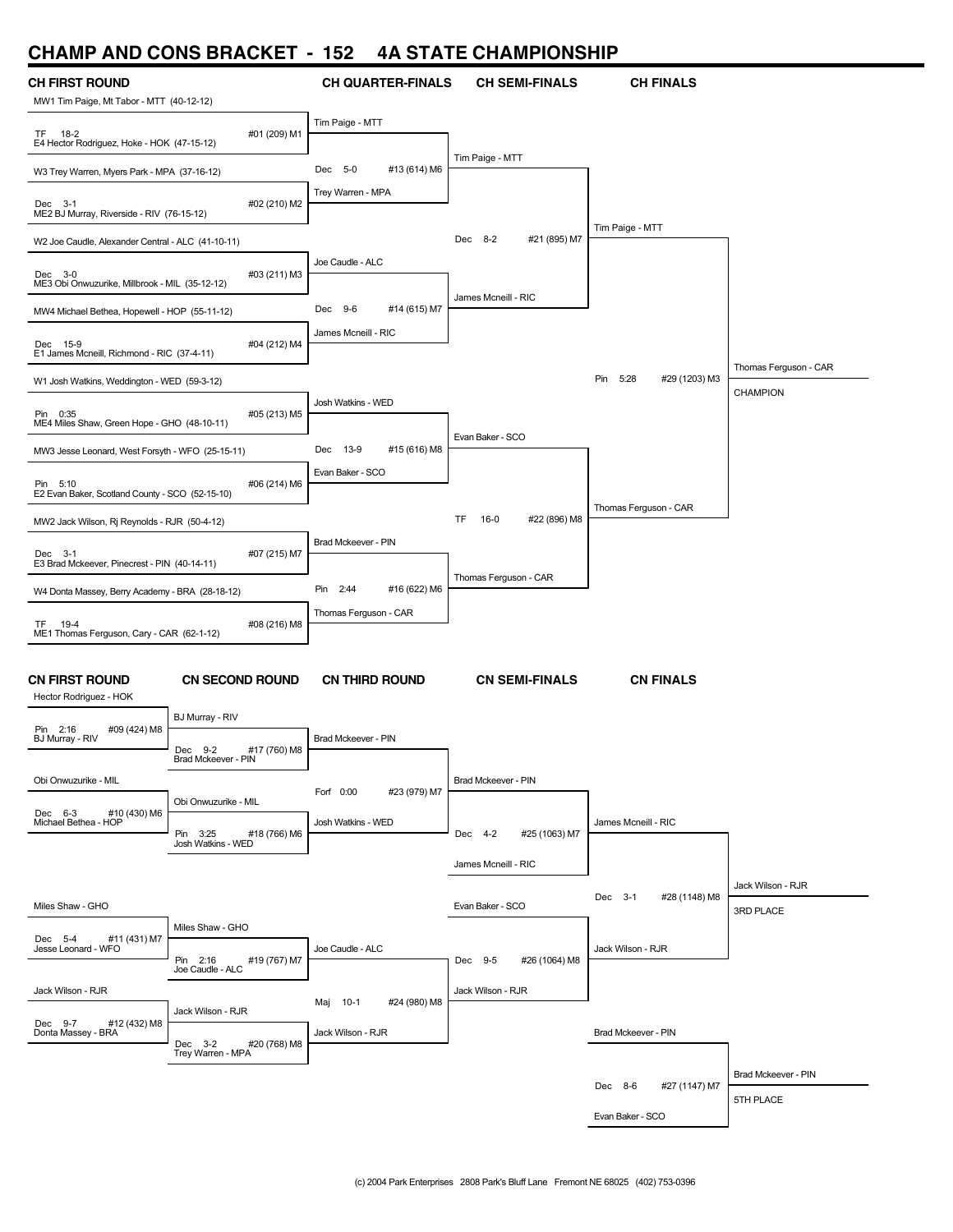# CHAMP AND CONS BRACKET - 152 4A STATE CHAMPIONSHIP

## CH FIRST ROUND

MW1 Tim Paige, Mt Tabor - MTT (40-12-12)
TF 18-2 #01 (209) M1
E4 Hector Rodriguez, Hoke - HOK (47-15-12)

W3 Trey Warren, Myers Park - MPA (37-16-12)
Dec 3-1 #02 (210) M2
ME2 BJ Murray, Riverside - RIV (76-15-12)

W2 Joe Caudle, Alexander Central - ALC (41-10-11)
Dec 3-0 #03 (211) M3
ME3 Obi Onwuzurike, Millbrook - MIL (35-12-12)

MW4 Michael Bethea, Hopewell - HOP (55-11-12)
Dec 15-9 #04 (212) M4
E1 James Mcneill, Richmond - RIC (37-4-11)

W1 Josh Watkins, Weddington - WED (59-3-12)
Pin 0:35 #05 (213) M5
ME4 Miles Shaw, Green Hope - GHO (48-10-11)

MW3 Jesse Leonard, West Forsyth - WFO (25-15-11)
Pin 5:10 #06 (214) M6
E2 Evan Baker, Scotland County - SCO (52-15-10)

MW2 Jack Wilson, Rj Reynolds - RJR (50-4-12)
Dec 3-1 #07 (215) M7
E3 Brad Mckeever, Pinecrest - PIN (40-14-11)

W4 Donta Massey, Berry Academy - BRA (28-18-12)
TF 19-4 #08 (216) M8
ME1 Thomas Ferguson, Cary - CAR (62-1-12)

## CH QUARTER-FINALS

Tim Paige - MTT
Dec 5-0 #13 (614) M6
Trey Warren - MPA

Joe Caudle - ALC
Dec 9-6 #14 (615) M7
James Mcneill - RIC

Josh Watkins - WED
Dec 13-9 #15 (616) M8
Evan Baker - SCO

Brad Mckeever - PIN
Pin 2:44 #16 (622) M6
Thomas Ferguson - CAR

## CH SEMI-FINALS

Tim Paige - MTT
Dec 8-2 #21 (895) M7
James Mcneill - RIC

Evan Baker - SCO
TF 16-0 #22 (896) M8
Thomas Ferguson - CAR

## CH FINALS

Tim Paige - MTT
Pin 5:28 #29 (1203) M3
Thomas Ferguson - CAR

Thomas Ferguson - CAR
CHAMPION

## CN FIRST ROUND

Hector Rodriguez - HOK
Pin 2:16 #09 (424) M8
BJ Murray - RIV

Obi Onwuzurike - MIL
Dec 6-3 #10 (430) M6
Michael Bethea - HOP

Miles Shaw - GHO
Dec 5-4 #11 (431) M7
Jesse Leonard - WFO

Jack Wilson - RJR
Dec 9-7 #12 (432) M8
Donta Massey - BRA

## CN SECOND ROUND

BJ Murray - RIV
Dec 9-2 #17 (760) M8
Brad Mckeever - PIN

Obi Onwuzurike - MIL
Pin 3:25 #18 (766) M6
Josh Watkins - WED

Miles Shaw - GHO
Pin 2:16 #19 (767) M7
Joe Caudle - ALC

Jack Wilson - RJR
Dec 3-2 #20 (768) M8
Trey Warren - MPA

## CN THIRD ROUND

Brad Mckeever - PIN
Forf 0:00 #23 (979) M7
Josh Watkins - WED

Joe Caudle - ALC
Maj 10-1 #24 (980) M8
Jack Wilson - RJR

## CN SEMI-FINALS

Brad Mckeever - PIN
Dec 4-2 #25 (1063) M7
James Mcneill - RIC

Evan Baker - SCO
Dec 9-5 #26 (1064) M8
Jack Wilson - RJR

## CN FINALS

James Mcneill - RIC
Dec 3-1 #28 (1148) M8
Jack Wilson - RJR

Jack Wilson - RJR
3RD PLACE

Brad Mckeever - PIN
Dec 8-6 #27 (1147) M7
Evan Baker - SCO

Brad Mckeever - PIN
5TH PLACE

(c) 2004 Park Enterprises 2808 Park's Bluff Lane Fremont NE 68025 (402) 753-0396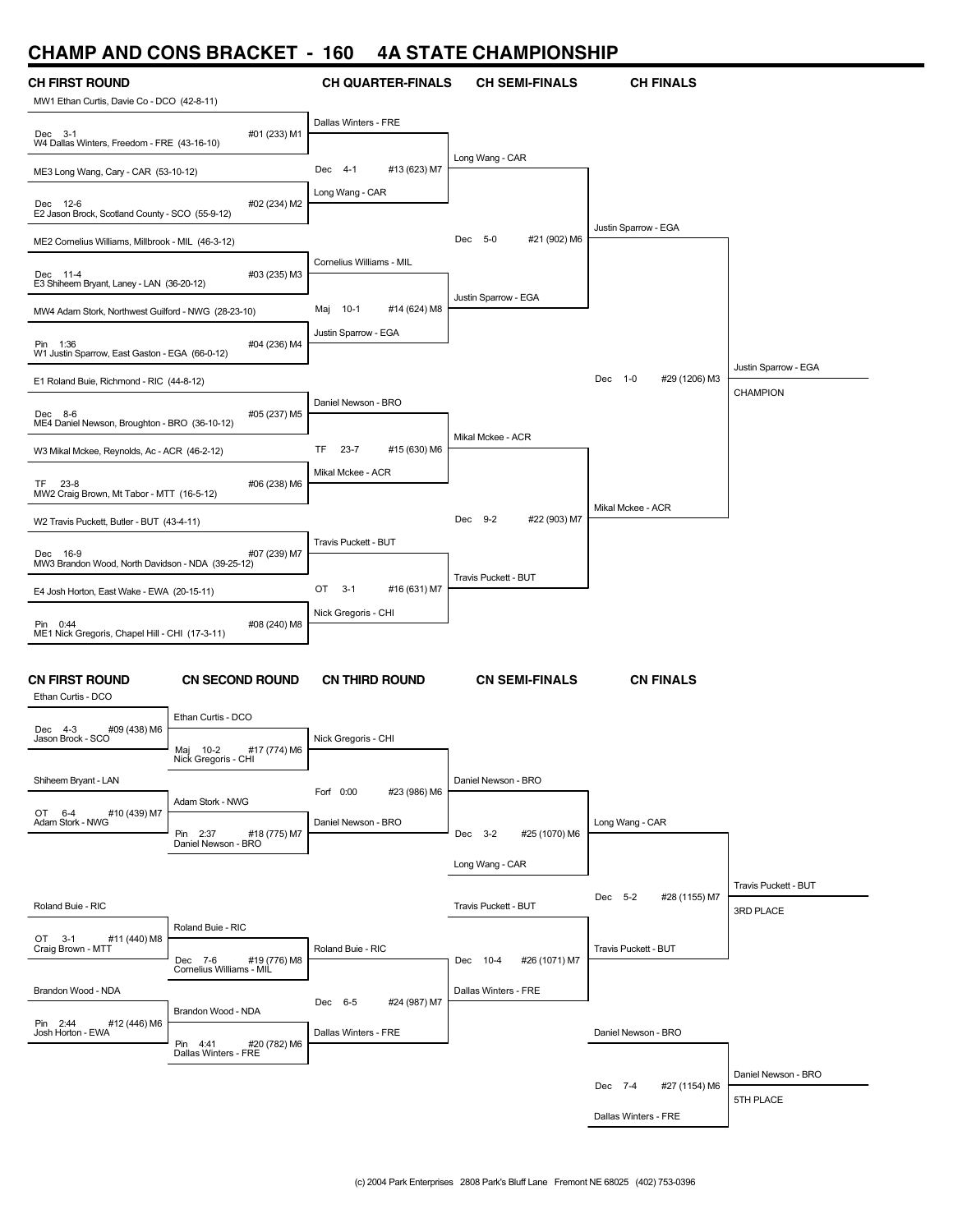# CHAMP AND CONS BRACKET - 160 4A STATE CHAMPIONSHIP

## CH FIRST ROUND

| Match | Wrestler 1 | Wrestler 2 | Result |
|---|---|---|---|
| #01 (233) M1 | MW1 Ethan Curtis, Davie Co - DCO (42-8-11) | W4 Dallas Winters, Freedom - FRE (43-16-10) | Dec 3-1 |
| #02 (234) M2 | ME3 Long Wang, Cary - CAR (53-10-12) | E2 Jason Brock, Scotland County - SCO (55-9-12) | Dec 12-6 |
| #03 (235) M3 | ME2 Cornelius Williams, Millbrook - MIL (46-3-12) | E3 Shiheem Bryant, Laney - LAN (36-20-12) | Dec 11-4 |
| #04 (236) M4 | MW4 Adam Stork, Northwest Guilford - NWG (28-23-10) | W1 Justin Sparrow, East Gaston - EGA (66-0-12) | Pin 1:36 |
| #05 (237) M5 | E1 Roland Buie, Richmond - RIC (44-8-12) | ME4 Daniel Newson, Broughton - BRO (36-10-12) | Dec 8-6 |
| #06 (238) M6 | W3 Mikal Mckee, Reynolds, Ac - ACR (46-2-12) | MW2 Craig Brown, Mt Tabor - MTT (16-5-12) | TF 23-8 |
| #07 (239) M7 | W2 Travis Puckett, Butler - BUT (43-4-11) | MW3 Brandon Wood, North Davidson - NDA (39-25-12) | Dec 16-9 |
| #08 (240) M8 | E4 Josh Horton, East Wake - EWA (20-15-11) | ME1 Nick Gregoris, Chapel Hill - CHI (17-3-11) | Pin 0:44 |

## CH QUARTER-FINALS

| Match | Wrestler 1 | Wrestler 2 | Result |
|---|---|---|---|
| #13 (623) M7 | Dallas Winters - FRE | Long Wang - CAR | Dec 4-1 |
| #14 (624) M8 | Cornelius Williams - MIL | Justin Sparrow - EGA | Maj 10-1 |
| #15 (630) M6 | Daniel Newson - BRO | Mikal Mckee - ACR | TF 23-7 |
| #16 (631) M7 | Travis Puckett - BUT | Nick Gregoris - CHI | OT 3-1 |

## CH SEMI-FINALS

| Match | Wrestler 1 | Wrestler 2 | Result |
|---|---|---|---|
| #21 (902) M6 | Long Wang - CAR | Justin Sparrow - EGA | Dec 5-0 |
| #22 (903) M7 | Mikal Mckee - ACR | Travis Puckett - BUT | Dec 9-2 |

## CH FINALS

| Match | Wrestler 1 | Wrestler 2 | Result |
|---|---|---|---|
| #29 (1206) M3 | Justin Sparrow - EGA | Mikal Mckee - ACR | Dec 1-0 |

**CHAMPION:** Justin Sparrow - EGA

## CN FIRST ROUND

| Match | Wrestler 1 | Wrestler 2 | Result |
|---|---|---|---|
| #09 (438) M6 | Ethan Curtis - DCO | Jason Brock - SCO | Dec 4-3 |
| #10 (439) M7 | Shiheem Bryant - LAN | Adam Stork - NWG | OT 6-4 |
| #11 (440) M8 | Roland Buie - RIC | Craig Brown - MTT | OT 3-1 |
| #12 (446) M6 | Brandon Wood - NDA | Josh Horton - EWA | Pin 2:44 |

## CN SECOND ROUND

| Match | Wrestler 1 | Wrestler 2 | Result |
|---|---|---|---|
| #17 (774) M6 | Ethan Curtis - DCO | Nick Gregoris - CHI | Maj 10-2 |
| #18 (775) M7 | Adam Stork - NWG | Daniel Newson - BRO | Pin 2:37 |
| #19 (776) M8 | Roland Buie - RIC | Cornelius Williams - MIL | Dec 7-6 |
| #20 (782) M6 | Brandon Wood - NDA | Dallas Winters - FRE | Pin 4:41 |

## CN THIRD ROUND

| Match | Wrestler 1 | Wrestler 2 | Result |
|---|---|---|---|
| #23 (986) M6 | Nick Gregoris - CHI | Daniel Newson - BRO | Forf 0:00 |
| #24 (987) M7 | Roland Buie - RIC | Dallas Winters - FRE | Dec 6-5 |

## CN SEMI-FINALS

| Match | Wrestler 1 | Wrestler 2 | Result |
|---|---|---|---|
| #25 (1070) M6 | Daniel Newson - BRO | Long Wang - CAR | Dec 3-2 |
| #26 (1071) M7 | Travis Puckett - BUT | Dallas Winters - FRE | Dec 10-4 |

## CN FINALS

| Match | Wrestler 1 | Wrestler 2 | Result |
|---|---|---|---|
| #28 (1155) M7 | Long Wang - CAR | Travis Puckett - BUT | Dec 5-2 |
| #27 (1154) M6 | Daniel Newson - BRO | Dallas Winters - FRE | Dec 7-4 |

**3RD PLACE:** Travis Puckett - BUT

**5TH PLACE:** Daniel Newson - BRO

(c) 2004 Park Enterprises 2808 Park's Bluff Lane Fremont NE 68025 (402) 753-0396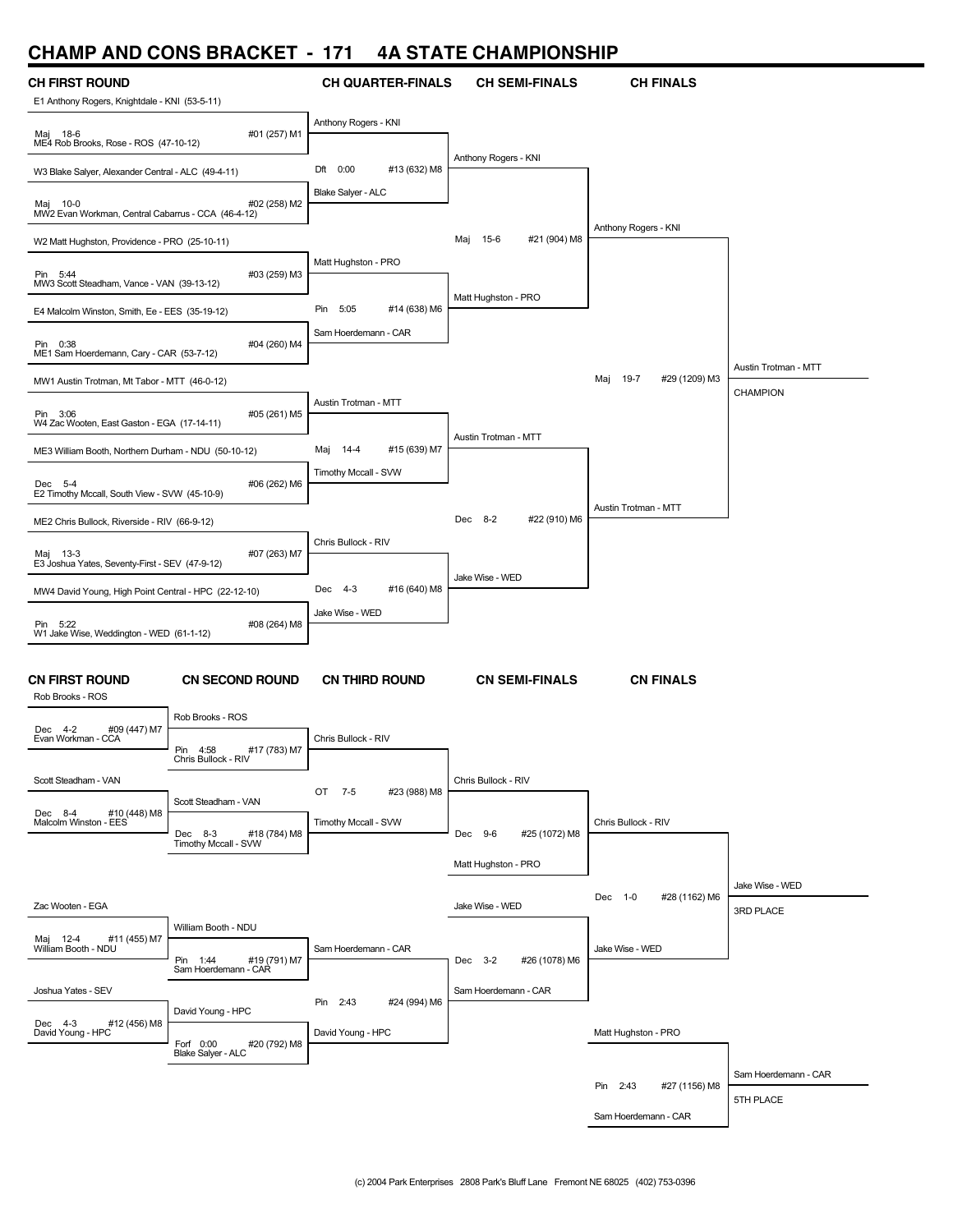# CHAMP AND CONS BRACKET - 171 4A STATE CHAMPIONSHIP

## CH FIRST ROUND

| Wrestlers | Result | Bout |
|---|---|---|
| E1 Anthony Rogers, Knightdale - KNI (53-5-11) vs ME4 Rob Brooks, Rose - ROS (47-10-12) | Maj 18-6 | #01 (257) M1 |
| W3 Blake Salyer, Alexander Central - ALC (49-4-11) vs MW2 Evan Workman, Central Cabarrus - CCA (46-4-12) | Maj 10-0 | #02 (258) M2 |
| W2 Matt Hughston, Providence - PRO (25-10-11) vs MW3 Scott Steadham, Vance - VAN (39-13-12) | Pin 5:44 | #03 (259) M3 |
| E4 Malcolm Winston, Smith, Ee - EES (35-19-12) vs ME1 Sam Hoerdemann, Cary - CAR (53-7-12) | Pin 0:38 | #04 (260) M4 |
| MW1 Austin Trotman, Mt Tabor - MTT (46-0-12) vs W4 Zac Wooten, East Gaston - EGA (17-14-11) | Pin 3:06 | #05 (261) M5 |
| ME3 William Booth, Northern Durham - NDU (50-10-12) vs E2 Timothy Mccall, South View - SVW (45-10-9) | Dec 5-4 | #06 (262) M6 |
| ME2 Chris Bullock, Riverside - RIV (66-9-12) vs E3 Joshua Yates, Seventy-First - SEV (47-9-12) | Maj 13-3 | #07 (263) M7 |
| MW4 David Young, High Point Central - HPC (22-12-10) vs W1 Jake Wise, Weddington - WED (61-1-12) | Pin 5:22 | #08 (264) M8 |

## CH QUARTER-FINALS

| Wrestlers | Result | Bout |
|---|---|---|
| Anthony Rogers - KNI vs Blake Salyer - ALC | Dft 0:00 | #13 (632) M8 |
| Matt Hughston - PRO vs Sam Hoerdemann - CAR | Pin 5:05 | #14 (638) M6 |
| Austin Trotman - MTT vs Timothy Mccall - SVW | Maj 14-4 | #15 (639) M7 |
| Chris Bullock - RIV vs Jake Wise - WED | Dec 4-3 | #16 (640) M8 |

## CH SEMI-FINALS

| Wrestlers | Result | Bout |
|---|---|---|
| Anthony Rogers - KNI vs Matt Hughston - PRO | Maj 15-6 | #21 (904) M8 |
| Austin Trotman - MTT vs Jake Wise - WED | Dec 8-2 | #22 (910) M6 |

## CH FINALS

| Wrestlers | Result | Bout |
|---|---|---|
| Anthony Rogers - KNI vs Austin Trotman - MTT | Maj 19-7 | #29 (1209) M3 |

**CHAMPION:** Austin Trotman - MTT

## CN FIRST ROUND

| Wrestlers | Result | Bout |
|---|---|---|
| Rob Brooks - ROS vs Evan Workman - CCA | Dec 4-2 | #09 (447) M7 |
| Scott Steadham - VAN vs Malcolm Winston - EES | Dec 8-4 | #10 (448) M8 |
| Zac Wooten - EGA vs William Booth - NDU | Maj 12-4 | #11 (455) M7 |
| Joshua Yates - SEV vs David Young - HPC | Dec 4-3 | #12 (456) M8 |

## CN SECOND ROUND

| Wrestlers | Result | Bout |
|---|---|---|
| Rob Brooks - ROS vs Chris Bullock - RIV | Pin 4:58 | #17 (783) M7 |
| Scott Steadham - VAN vs Timothy Mccall - SVW | Dec 8-3 | #18 (784) M8 |
| William Booth - NDU vs Sam Hoerdemann - CAR | Pin 1:44 | #19 (791) M7 |
| David Young - HPC vs Blake Salyer - ALC | Forf 0:00 | #20 (792) M8 |

## CN THIRD ROUND

| Wrestlers | Result | Bout |
|---|---|---|
| Chris Bullock - RIV vs Timothy Mccall - SVW | OT 7-5 | #23 (988) M8 |
| Sam Hoerdemann - CAR vs David Young - HPC | Pin 2:43 | #24 (994) M6 |

## CN SEMI-FINALS

| Wrestlers | Result | Bout |
|---|---|---|
| Chris Bullock - RIV vs Matt Hughston - PRO | Dec 9-6 | #25 (1072) M8 |
| Jake Wise - WED vs Sam Hoerdemann - CAR | Dec 3-2 | #26 (1078) M6 |

## CN FINALS

| Wrestlers | Result | Bout |
|---|---|---|
| Chris Bullock - RIV vs Jake Wise - WED | Dec 1-0 | #28 (1162) M6 |
| Matt Hughston - PRO vs Sam Hoerdemann - CAR | Pin 2:43 | #27 (1156) M8 |

**3RD PLACE:** Jake Wise - WED

**5TH PLACE:** Sam Hoerdemann - CAR

(c) 2004 Park Enterprises 2808 Park's Bluff Lane Fremont NE 68025 (402) 753-0396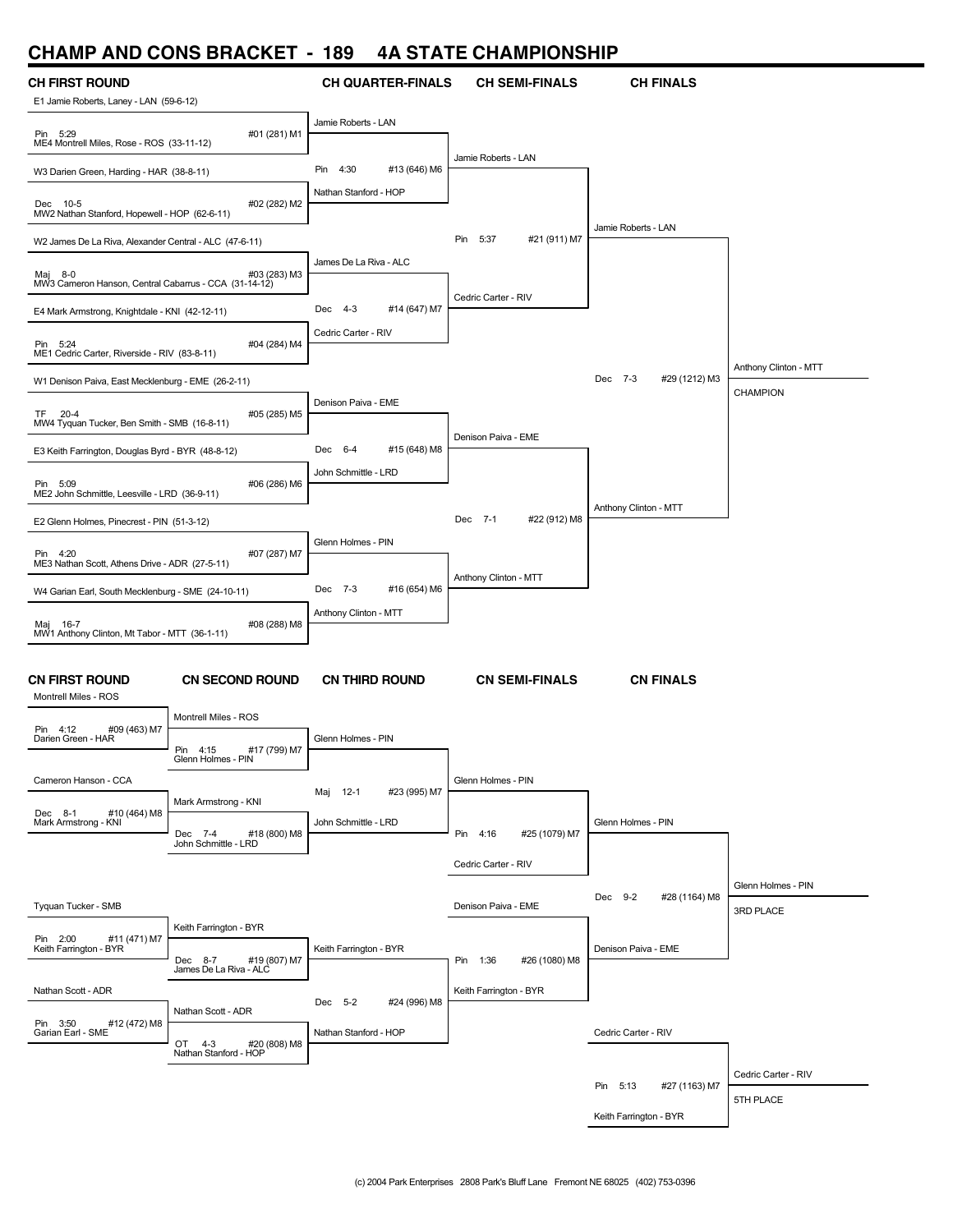# CHAMP AND CONS BRACKET - 189 4A STATE CHAMPIONSHIP

## CH FIRST ROUND

| Wrestlers | Result | Bout |
|---|---|---|
| E1 Jamie Roberts, Laney - LAN (59-6-12) vs. ME4 Montrell Miles, Rose - ROS (33-11-12) | Pin 5:29 | #01 (281) M1 |
| W3 Darien Green, Harding - HAR (38-8-11) vs. MW2 Nathan Stanford, Hopewell - HOP (62-6-11) | Dec 10-5 | #02 (282) M2 |
| W2 James De La Riva, Alexander Central - ALC (47-6-11) vs. MW3 Cameron Hanson, Central Cabarrus - CCA (31-14-12) | Maj 8-0 | #03 (283) M3 |
| E4 Mark Armstrong, Knightdale - KNI (42-12-11) vs. ME1 Cedric Carter, Riverside - RIV (83-8-11) | Pin 5:24 | #04 (284) M4 |
| W1 Denison Paiva, East Mecklenburg - EME (26-2-11) vs. MW4 Tyquan Tucker, Ben Smith - SMB (16-8-11) | TF 20-4 | #05 (285) M5 |
| E3 Keith Farrington, Douglas Byrd - BYR (48-8-12) vs. ME2 John Schmittle, Leesville - LRD (36-9-11) | Pin 5:09 | #06 (286) M6 |
| E2 Glenn Holmes, Pinecrest - PIN (51-3-12) vs. ME3 Nathan Scott, Athens Drive - ADR (27-5-11) | Pin 4:20 | #07 (287) M7 |
| W4 Garian Earl, South Mecklenburg - SME (24-10-11) vs. MW1 Anthony Clinton, Mt Tabor - MTT (36-1-11) | Maj 16-7 | #08 (288) M8 |

## CH QUARTER-FINALS

| Winner | Result | Bout |
|---|---|---|
| Jamie Roberts - LAN vs. Nathan Stanford - HOP | Pin 4:30 | #13 (646) M6 |
| James De La Riva - ALC vs. Cedric Carter - RIV | Dec 4-3 | #14 (647) M7 |
| Denison Paiva - EME vs. John Schmittle - LRD | Dec 6-4 | #15 (648) M8 |
| Glenn Holmes - PIN vs. Anthony Clinton - MTT | Dec 7-3 | #16 (654) M6 |

## CH SEMI-FINALS

| Wrestlers | Result | Bout |
|---|---|---|
| Jamie Roberts - LAN vs. Cedric Carter - RIV | Pin 5:37 | #21 (911) M7 |
| Denison Paiva - EME vs. Anthony Clinton - MTT | Dec 7-1 | #22 (912) M8 |

## CH FINALS

| Wrestlers | Result | Bout |
|---|---|---|
| Jamie Roberts - LAN vs. Anthony Clinton - MTT | Dec 7-3 | #29 (1212) M3 |

Anthony Clinton - MTT — CHAMPION

## CN FIRST ROUND

| Wrestlers | Result | Bout |
|---|---|---|
| Montrell Miles - ROS vs. Darien Green - HAR | Pin 4:12 | #09 (463) M7 |
| Cameron Hanson - CCA vs. Mark Armstrong - KNI | Dec 8-1 | #10 (464) M8 |
| Tyquan Tucker - SMB vs. Keith Farrington - BYR | Pin 2:00 | #11 (471) M7 |
| Nathan Scott - ADR vs. Garian Earl - SME | Pin 3:50 | #12 (472) M8 |

## CN SECOND ROUND

| Wrestlers | Result | Bout |
|---|---|---|
| Montrell Miles - ROS vs. Glenn Holmes - PIN | Pin 4:15 | #17 (799) M7 |
| Mark Armstrong - KNI vs. John Schmittle - LRD | Dec 7-4 | #18 (800) M8 |
| Keith Farrington - BYR vs. James De La Riva - ALC | Dec 8-7 | #19 (807) M7 |
| Nathan Scott - ADR vs. Nathan Stanford - HOP | OT 4-3 | #20 (808) M8 |

## CN THIRD ROUND

| Wrestlers | Result | Bout |
|---|---|---|
| Glenn Holmes - PIN vs. John Schmittle - LRD | Maj 12-1 | #23 (995) M7 |
| Keith Farrington - BYR vs. Nathan Stanford - HOP | Dec 5-2 | #24 (996) M8 |

## CN SEMI-FINALS

| Wrestlers | Result | Bout |
|---|---|---|
| Glenn Holmes - PIN vs. Cedric Carter - RIV | Pin 4:16 | #25 (1079) M7 |
| Denison Paiva - EME vs. Keith Farrington - BYR | Pin 1:36 | #26 (1080) M8 |

## CN FINALS

| Wrestlers | Result | Bout |
|---|---|---|
| Glenn Holmes - PIN vs. Denison Paiva - EME | Dec 9-2 | #28 (1164) M8 |
| Cedric Carter - RIV vs. Keith Farrington - BYR | Pin 5:13 | #27 (1163) M7 |

Glenn Holmes - PIN — 3RD PLACE

Cedric Carter - RIV — 5TH PLACE

(c) 2004 Park Enterprises 2808 Park's Bluff Lane Fremont NE 68025 (402) 753-0396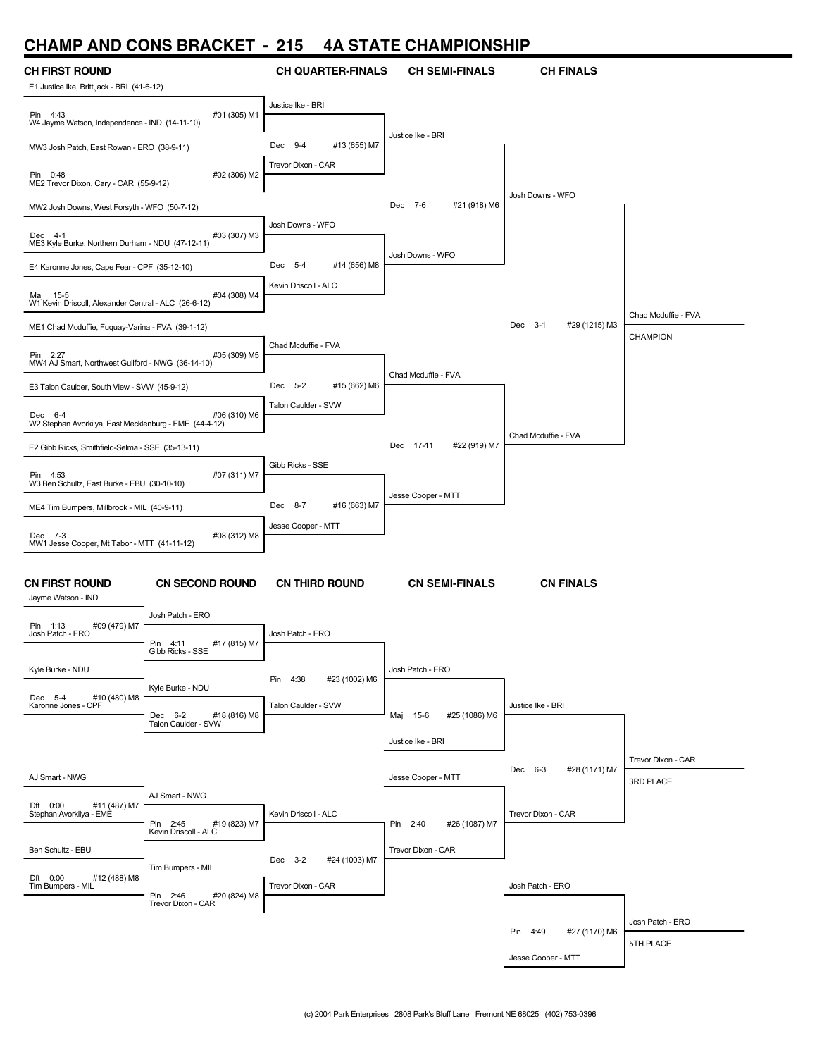# CHAMP AND CONS BRACKET - 215 4A STATE CHAMPIONSHIP

## CH FIRST ROUND

| Match | Wrestler 1 | Result | Wrestler 2 |
|---|---|---|---|
| #01 (305) M1 | E1 Justice Ike, Britt,jack - BRI (41-6-12) | Pin 4:43 | W4 Jayme Watson, Independence - IND (14-11-10) |
| #02 (306) M2 | MW3 Josh Patch, East Rowan - ERO (38-9-11) | Pin 0:48 | ME2 Trevor Dixon, Cary - CAR (55-9-12) |
| #03 (307) M3 | MW2 Josh Downs, West Forsyth - WFO (50-7-12) | Dec 4-1 | ME3 Kyle Burke, Northern Durham - NDU (47-12-11) |
| #04 (308) M4 | E4 Karonne Jones, Cape Fear - CPF (35-12-10) | Maj 15-5 | W1 Kevin Driscoll, Alexander Central - ALC (26-6-12) |
| #05 (309) M5 | ME1 Chad Mcduffie, Fuquay-Varina - FVA (39-1-12) | Pin 2:27 | MW4 AJ Smart, Northwest Guilford - NWG (36-14-10) |
| #06 (310) M6 | E3 Talon Caulder, South View - SVW (45-9-12) | Dec 6-4 | W2 Stephan Avorkilya, East Mecklenburg - EME (44-4-12) |
| #07 (311) M7 | E2 Gibb Ricks, Smithfield-Selma - SSE (35-13-11) | Pin 4:53 | W3 Ben Schultz, East Burke - EBU (30-10-10) |
| #08 (312) M8 | ME4 Tim Bumpers, Millbrook - MIL (40-9-11) | Dec 7-3 | MW1 Jesse Cooper, Mt Tabor - MTT (41-11-12) |

## CH QUARTER-FINALS

| Match | Wrestler 1 | Result | Wrestler 2 |
|---|---|---|---|
| #13 (655) M7 | Justice Ike - BRI | Dec 9-4 | Trevor Dixon - CAR |
| #14 (656) M8 | Josh Downs - WFO | Dec 5-4 | Kevin Driscoll - ALC |
| #15 (662) M6 | Chad Mcduffie - FVA | Dec 5-2 | Talon Caulder - SVW |
| #16 (663) M7 | Gibb Ricks - SSE | Dec 8-7 | Jesse Cooper - MTT |

## CH SEMI-FINALS

| Match | Wrestler 1 | Result | Wrestler 2 |
|---|---|---|---|
| #21 (918) M6 | Justice Ike - BRI | Dec 7-6 | Josh Downs - WFO |
| #22 (919) M7 | Chad Mcduffie - FVA | Dec 17-11 | Jesse Cooper - MTT |

## CH FINALS

| Match | Wrestler 1 | Result | Wrestler 2 |
|---|---|---|---|
| #29 (1215) M3 | Josh Downs - WFO | Dec 3-1 | Chad Mcduffie - FVA |

**CHAMPION:** Chad Mcduffie - FVA

## CN FIRST ROUND

| Match | Wrestler 1 | Result | Wrestler 2 |
|---|---|---|---|
| #09 (479) M7 | Jayme Watson - IND | Pin 1:13 | Josh Patch - ERO |
| #10 (480) M8 | Kyle Burke - NDU | Dec 5-4 | Karonne Jones - CPF |
| #11 (487) M7 | AJ Smart - NWG | Dft 0:00 | Stephan Avorkilya - EME |
| #12 (488) M8 | Ben Schultz - EBU | Dft 0:00 | Tim Bumpers - MIL |

## CN SECOND ROUND

| Match | Wrestler 1 | Result | Wrestler 2 |
|---|---|---|---|
| #17 (815) M7 | Josh Patch - ERO | Pin 4:11 | Gibb Ricks - SSE |
| #18 (816) M8 | Kyle Burke - NDU | Dec 6-2 | Talon Caulder - SVW |
| #19 (823) M7 | AJ Smart - NWG | Pin 2:45 | Kevin Driscoll - ALC |
| #20 (824) M8 | Tim Bumpers - MIL | Pin 2:46 | Trevor Dixon - CAR |

## CN THIRD ROUND

| Match | Wrestler 1 | Result | Wrestler 2 |
|---|---|---|---|
| #23 (1002) M6 | Josh Patch - ERO | Pin 4:38 | Talon Caulder - SVW |
| #24 (1003) M7 | Kevin Driscoll - ALC | Dec 3-2 | Trevor Dixon - CAR |

## CN SEMI-FINALS

| Match | Wrestler 1 | Result | Wrestler 2 |
|---|---|---|---|
| #25 (1086) M6 | Josh Patch - ERO | Maj 15-6 | Justice Ike - BRI |
| #26 (1087) M7 | Jesse Cooper - MTT | Pin 2:40 | Trevor Dixon - CAR |

## CN FINALS

| Match | Wrestler 1 | Result | Wrestler 2 |
|---|---|---|---|
| #28 (1171) M7 | Justice Ike - BRI | Dec 6-3 | Trevor Dixon - CAR |
| #27 (1170) M6 | Josh Patch - ERO | Pin 4:49 | Jesse Cooper - MTT |

**3RD PLACE:** Trevor Dixon - CAR

**5TH PLACE:** Josh Patch - ERO

(c) 2004 Park Enterprises 2808 Park's Bluff Lane Fremont NE 68025 (402) 753-0396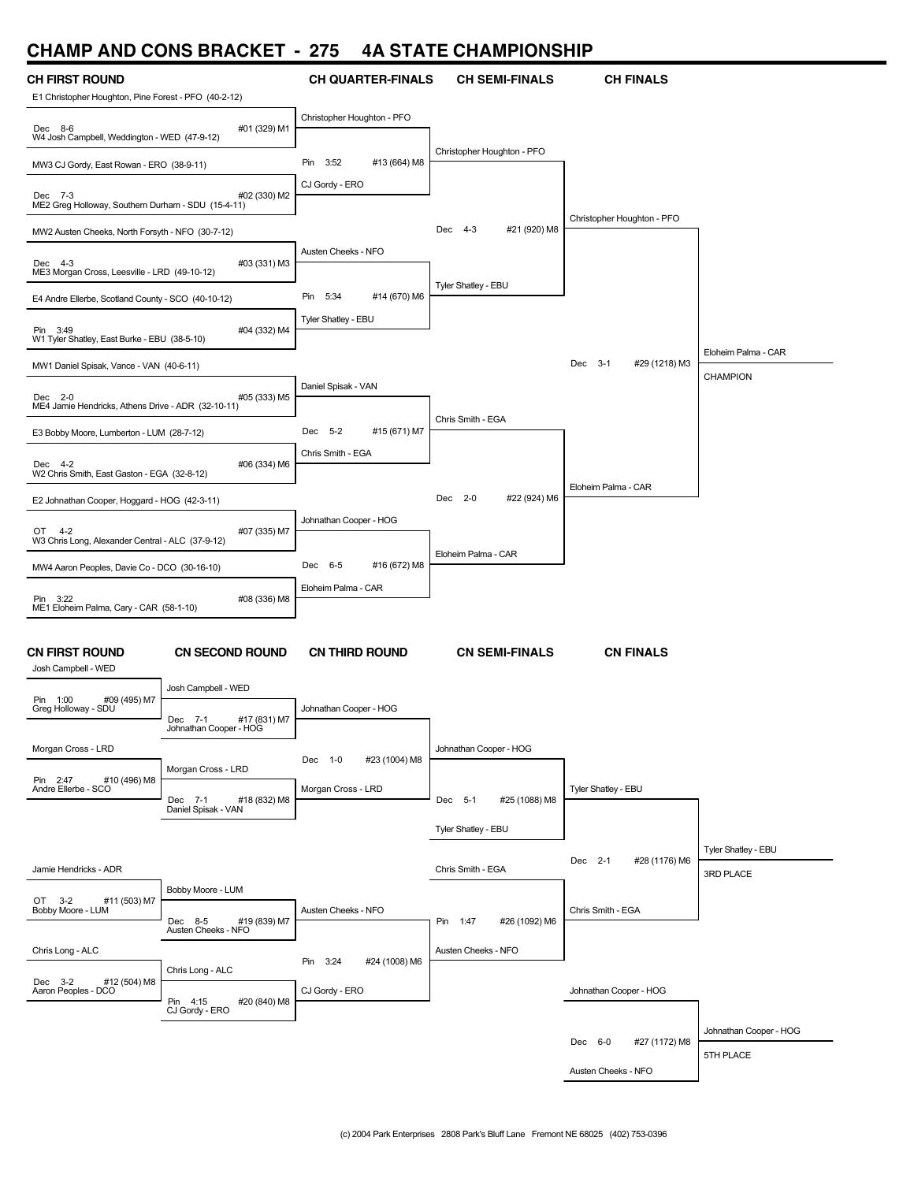# CHAMP AND CONS BRACKET - 275 4A STATE CHAMPIONSHIP

## CH FIRST ROUND

E1 Christopher Houghton, Pine Forest - PFO (40-2-12)
Dec 8-6 #01 (329) M1
W4 Josh Campbell, Weddington - WED (47-9-12)

MW3 CJ Gordy, East Rowan - ERO (38-9-11)
Dec 7-3 #02 (330) M2
ME2 Greg Holloway, Southern Durham - SDU (15-4-11)

MW2 Austen Cheeks, North Forsyth - NFO (30-7-12)
Dec 4-3 #03 (331) M3
ME3 Morgan Cross, Leesville - LRD (49-10-12)

E4 Andre Ellerbe, Scotland County - SCO (40-10-12)
Pin 3:49 #04 (332) M4
W1 Tyler Shatley, East Burke - EBU (38-5-10)

MW1 Daniel Spisak, Vance - VAN (40-6-11)
Dec 2-0 #05 (333) M5
ME4 Jamie Hendricks, Athens Drive - ADR (32-10-11)

E3 Bobby Moore, Lumberton - LUM (28-7-12)
Dec 4-2 #06 (334) M6
W2 Chris Smith, East Gaston - EGA (32-8-12)

E2 Johnathan Cooper, Hoggard - HOG (42-3-11)
OT 4-2 #07 (335) M7
W3 Chris Long, Alexander Central - ALC (37-9-12)

MW4 Aaron Peoples, Davie Co - DCO (30-16-10)
Pin 3:22 #08 (336) M8
ME1 Eloheim Palma, Cary - CAR (58-1-10)

## CH QUARTER-FINALS

Christopher Houghton - PFO
Pin 3:52 #13 (664) M8
CJ Gordy - ERO

Austen Cheeks - NFO
Pin 5:34 #14 (670) M6
Tyler Shatley - EBU

Daniel Spisak - VAN
Dec 5-2 #15 (671) M7
Chris Smith - EGA

Johnathan Cooper - HOG
Dec 6-5 #16 (672) M8
Eloheim Palma - CAR

## CH SEMI-FINALS

Christopher Houghton - PFO
Dec 4-3 #21 (920) M8
Tyler Shatley - EBU

Chris Smith - EGA
Dec 2-0 #22 (924) M6
Eloheim Palma - CAR

## CH FINALS

Christopher Houghton - PFO
Dec 3-1 #29 (1218) M3
Eloheim Palma - CAR

Eloheim Palma - CAR
CHAMPION

## CN FIRST ROUND

Josh Campbell - WED
Pin 1:00 #09 (495) M7
Greg Holloway - SDU

Morgan Cross - LRD
Pin 2:47 #10 (496) M8
Andre Ellerbe - SCO

Jamie Hendricks - ADR
OT 3-2 #11 (503) M7
Bobby Moore - LUM

Chris Long - ALC
Dec 3-2 #12 (504) M8
Aaron Peoples - DCO

## CN SECOND ROUND

Josh Campbell - WED
Dec 7-1 #17 (831) M7
Johnathan Cooper - HOG

Morgan Cross - LRD
Dec 7-1 #18 (832) M8
Daniel Spisak - VAN

Bobby Moore - LUM
Dec 8-5 #19 (839) M7
Austen Cheeks - NFO

Chris Long - ALC
Pin 4:15 #20 (840) M8
CJ Gordy - ERO

## CN THIRD ROUND

Johnathan Cooper - HOG
Dec 1-0 #23 (1004) M8
Morgan Cross - LRD

Austen Cheeks - NFO
Pin 3:24 #24 (1008) M6
CJ Gordy - ERO

## CN SEMI-FINALS

Johnathan Cooper - HOG
Dec 5-1 #25 (1088) M8
Tyler Shatley - EBU

Chris Smith - EGA
Pin 1:47 #26 (1092) M6
Austen Cheeks - NFO

## CN FINALS

Tyler Shatley - EBU
Dec 2-1 #28 (1176) M6
Chris Smith - EGA

Tyler Shatley - EBU
3RD PLACE

Johnathan Cooper - HOG
Dec 6-0 #27 (1172) M8
Austen Cheeks - NFO

Johnathan Cooper - HOG
5TH PLACE

(c) 2004 Park Enterprises 2808 Park's Bluff Lane Fremont NE 68025 (402) 753-0396